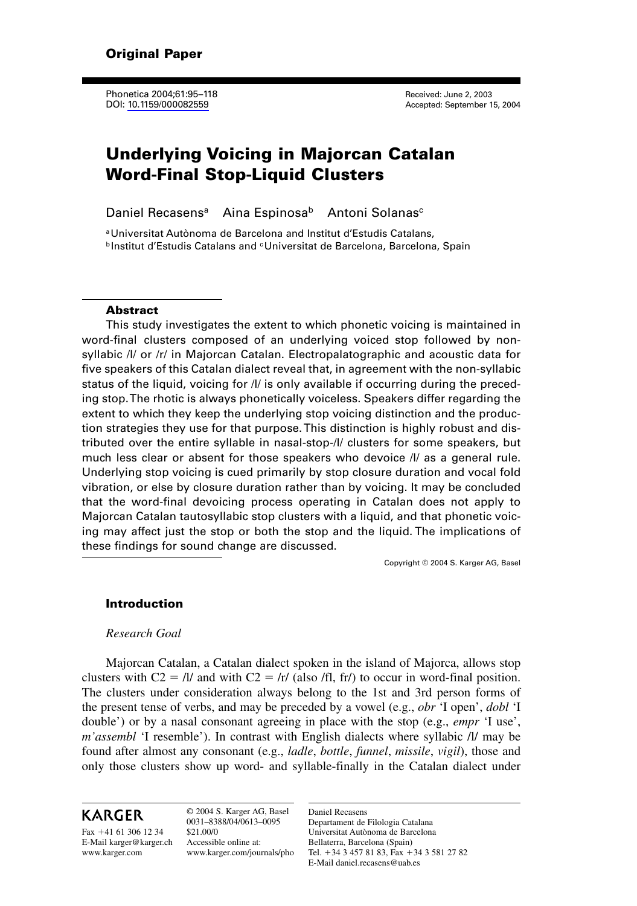**Original Paper**

Phonetica 2004;61:95–118
DOI: 10.1159/000082559

Received: June 2, 2003
Accepted: September 15, 2004

# Underlying Voicing in Majorcan Catalan Word-Final Stop-Liquid Clusters

Daniel Recasens[a] Aina Espinosa[b] Antoni Solanas[c]

[a] Universitat Autònoma de Barcelona and Institut d'Estudis Catalans,
[b] Institut d'Estudis Catalans and [c] Universitat de Barcelona, Barcelona, Spain

## Abstract

This study investigates the extent to which phonetic voicing is maintained in word-final clusters composed of an underlying voiced stop followed by non-syllabic /l/ or /r/ in Majorcan Catalan. Electropalatographic and acoustic data for five speakers of this Catalan dialect reveal that, in agreement with the non-syllabic status of the liquid, voicing for /l/ is only available if occurring during the preceding stop. The rhotic is always phonetically voiceless. Speakers differ regarding the extent to which they keep the underlying stop voicing distinction and the production strategies they use for that purpose. This distinction is highly robust and distributed over the entire syllable in nasal-stop-/l/ clusters for some speakers, but much less clear or absent for those speakers who devoice /l/ as a general rule. Underlying stop voicing is cued primarily by stop closure duration and vocal fold vibration, or else by closure duration rather than by voicing. It may be concluded that the word-final devoicing process operating in Catalan does not apply to Majorcan Catalan tautosyllabic stop clusters with a liquid, and that phonetic voicing may affect just the stop or both the stop and the liquid. The implications of these findings for sound change are discussed.

Copyright © 2004 S. Karger AG, Basel

## Introduction

*Research Goal*

Majorcan Catalan, a Catalan dialect spoken in the island of Majorca, allows stop clusters with C2 = /l/ and with C2 = /r/ (also /fl, fr/) to occur in word-final position. The clusters under consideration always belong to the 1st and 3rd person forms of the present tense of verbs, and may be preceded by a vowel (e.g., *obr* 'I open', *dobl* 'I double') or by a nasal consonant agreeing in place with the stop (e.g., *empr* 'I use', *m'assembl* 'I resemble'). In contrast with English dialects where syllabic /l/ may be found after almost any consonant (e.g., *ladle*, *bottle*, *funnel*, *missile*, *vigil*), those and only those clusters show up word- and syllable-finally in the Catalan dialect under

KARGER
Fax +41 61 306 12 34
E-Mail karger@karger.ch
www.karger.com

© 2004 S. Karger AG, Basel
0031–8388/04/0613–0095
$21.00/0
Accessible online at:
www.karger.com/journals/pho

Daniel Recasens
Departament de Filologia Catalana
Universitat Autònoma de Barcelona
Bellaterra, Barcelona (Spain)
Tel. +34 3 457 81 83, Fax +34 3 581 27 82
E-Mail daniel.recasens@uab.es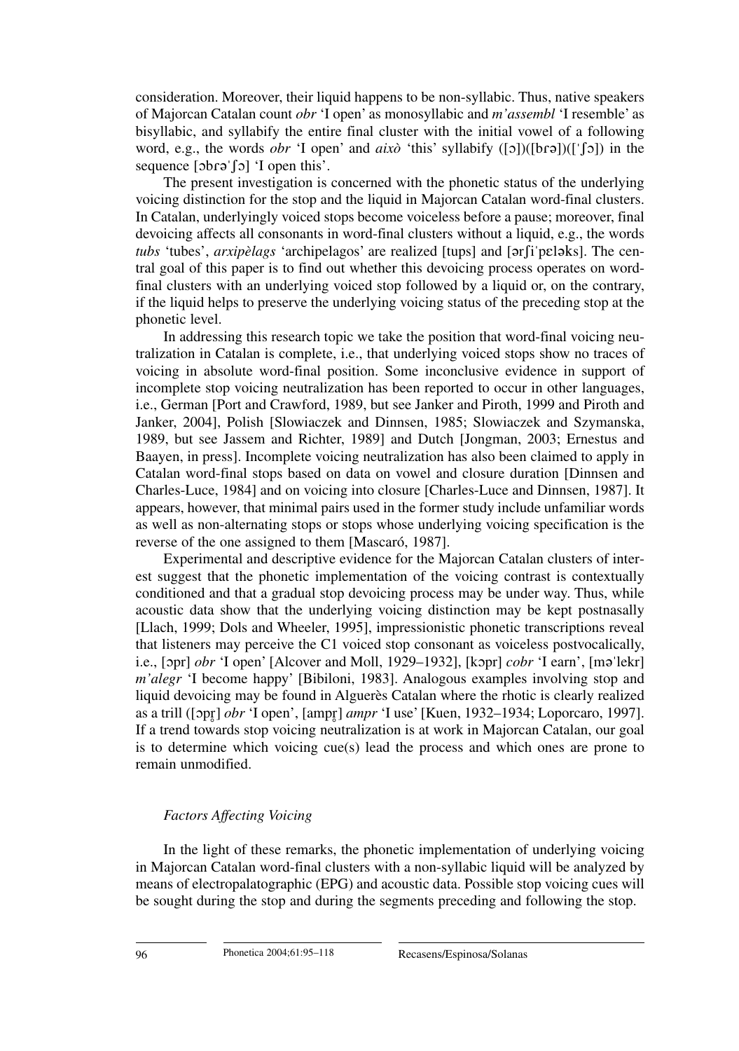consideration. Moreover, their liquid happens to be non-syllabic. Thus, native speakers of Majorcan Catalan count *obr* 'I open' as monosyllabic and *m'assembl* 'I resemble' as bisyllabic, and syllabify the entire final cluster with the initial vowel of a following word, e.g., the words *obr* 'I open' and *això* 'this' syllabify ([ɔ])([bɾə])([ˈʃɔ]) in the sequence [ɔbɾəˈʃɔ] 'I open this'.

The present investigation is concerned with the phonetic status of the underlying voicing distinction for the stop and the liquid in Majorcan Catalan word-final clusters. In Catalan, underlyingly voiced stops become voiceless before a pause; moreover, final devoicing affects all consonants in word-final clusters without a liquid, e.g., the words *tubs* 'tubes', *arxipèlags* 'archipelagos' are realized [tups] and [əɾʃiˈpɛləks]. The central goal of this paper is to find out whether this devoicing process operates on word-final clusters with an underlying voiced stop followed by a liquid or, on the contrary, if the liquid helps to preserve the underlying voicing status of the preceding stop at the phonetic level.

In addressing this research topic we take the position that word-final voicing neutralization in Catalan is complete, i.e., that underlying voiced stops show no traces of voicing in absolute word-final position. Some inconclusive evidence in support of incomplete stop voicing neutralization has been reported to occur in other languages, i.e., German [Port and Crawford, 1989, but see Janker and Piroth, 1999 and Piroth and Janker, 2004], Polish [Slowiaczek and Dinnsen, 1985; Slowiaczek and Szymanska, 1989, but see Jassem and Richter, 1989] and Dutch [Jongman, 2003; Ernestus and Baayen, in press]. Incomplete voicing neutralization has also been claimed to apply in Catalan word-final stops based on data on vowel and closure duration [Dinnsen and Charles-Luce, 1984] and on voicing into closure [Charles-Luce and Dinnsen, 1987]. It appears, however, that minimal pairs used in the former study include unfamiliar words as well as non-alternating stops or stops whose underlying voicing specification is the reverse of the one assigned to them [Mascaró, 1987].

Experimental and descriptive evidence for the Majorcan Catalan clusters of interest suggest that the phonetic implementation of the voicing contrast is contextually conditioned and that a gradual stop devoicing process may be under way. Thus, while acoustic data show that the underlying voicing distinction may be kept postnasally [Llach, 1999; Dols and Wheeler, 1995], impressionistic phonetic transcriptions reveal that listeners may perceive the C1 voiced stop consonant as voiceless postvocalically, i.e., [ɔpr] *obr* 'I open' [Alcover and Moll, 1929–1932], [kɔpr] *cobr* 'I earn', [məˈlekr] *m'alegr* 'I become happy' [Bibiloni, 1983]. Analogous examples involving stop and liquid devoicing may be found in Alguerès Catalan where the rhotic is clearly realized as a trill ([ɔpr̥] *obr* 'I open', [ampr̥] *ampr* 'I use' [Kuen, 1932–1934; Loporcaro, 1997]. If a trend towards stop voicing neutralization is at work in Majorcan Catalan, our goal is to determine which voicing cue(s) lead the process and which ones are prone to remain unmodified.

### *Factors Affecting Voicing*

In the light of these remarks, the phonetic implementation of underlying voicing in Majorcan Catalan word-final clusters with a non-syllabic liquid will be analyzed by means of electropalatographic (EPG) and acoustic data. Possible stop voicing cues will be sought during the stop and during the segments preceding and following the stop.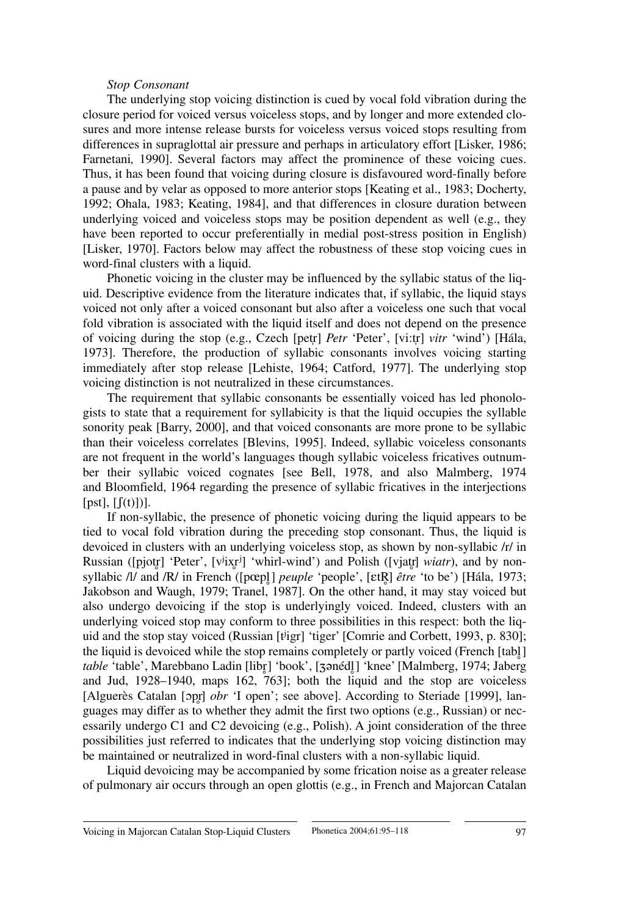*Stop Consonant*

The underlying stop voicing distinction is cued by vocal fold vibration during the closure period for voiced versus voiceless stops, and by longer and more extended closures and more intense release bursts for voiceless versus voiced stops resulting from differences in supraglottal air pressure and perhaps in articulatory effort [Lisker, 1986; Farnetani*,* 1990]. Several factors may affect the prominence of these voicing cues. Thus, it has been found that voicing during closure is disfavoured word-finally before a pause and by velar as opposed to more anterior stops [Keating et al., 1983; Docherty, 1992; Ohala, 1983; Keating, 1984], and that differences in closure duration between underlying voiced and voiceless stops may be position dependent as well (e.g., they have been reported to occur preferentially in medial post-stress position in English) [Lisker, 1970]. Factors below may affect the robustness of these stop voicing cues in word-final clusters with a liquid.

Phonetic voicing in the cluster may be influenced by the syllabic status of the liquid. Descriptive evidence from the literature indicates that, if syllabic, the liquid stays voiced not only after a voiced consonant but also after a voiceless one such that vocal fold vibration is associated with the liquid itself and does not depend on the presence of voicing during the stop (e.g., Czech [petr̩] *Petr* 'Peter', [viːtr̩] *vitr* 'wind') [Hála, 1973]. Therefore, the production of syllabic consonants involves voicing starting immediately after stop release [Lehiste, 1964; Catford, 1977]. The underlying stop voicing distinction is not neutralized in these circumstances.

The requirement that syllabic consonants be essentially voiced has led phonologists to state that a requirement for syllabicity is that the liquid occupies the syllable sonority peak [Barry, 2000], and that voiced consonants are more prone to be syllabic than their voiceless correlates [Blevins, 1995]. Indeed, syllabic voiceless consonants are not frequent in the world's languages though syllabic voiceless fricatives outnumber their syllabic voiced cognates [see Bell, 1978, and also Malmberg, 1974 and Bloomfield, 1964 regarding the presence of syllabic fricatives in the interjections [pst], [ʃ(t)])].

If non-syllabic, the presence of phonetic voicing during the liquid appears to be tied to vocal fold vibration during the preceding stop consonant. Thus, the liquid is devoiced in clusters with an underlying voiceless stop, as shown by non-syllabic /r/ in Russian ([pjotr̥] 'Peter', [vʲixr̥ʲ] 'whirl-wind') and Polish ([vjatr̥] *wiatr*), and by non-syllabic /l/ and /R/ in French ([pœpl̥] *peuple* 'people', [ɛtʀ̥] *être* 'to be') [Hála, 1973; Jakobson and Waugh, 1979; Tranel, 1987]. On the other hand, it may stay voiced but also undergo devoicing if the stop is underlyingly voiced. Indeed, clusters with an underlying voiced stop may conform to three possibilities in this respect: both the liquid and the stop stay voiced (Russian [tʲigr] 'tiger' [Comrie and Corbett, 1993, p. 830]; the liquid is devoiced while the stop remains completely or partly voiced (French [tabl̥] *table* 'table', Marebbano Ladin [libr̥] 'book', [ʒənédl̥] 'knee' [Malmberg, 1974; Jaberg and Jud, 1928–1940, maps 162, 763]; both the liquid and the stop are voiceless [Alguerès Catalan [ɔpr̥] *obr* 'I open'; see above]. According to Steriade [1999], languages may differ as to whether they admit the first two options (e.g., Russian) or necessarily undergo C1 and C2 devoicing (e.g., Polish). A joint consideration of the three possibilities just referred to indicates that the underlying stop voicing distinction may be maintained or neutralized in word-final clusters with a non-syllabic liquid.

Liquid devoicing may be accompanied by some frication noise as a greater release of pulmonary air occurs through an open glottis (e.g., in French and Majorcan Catalan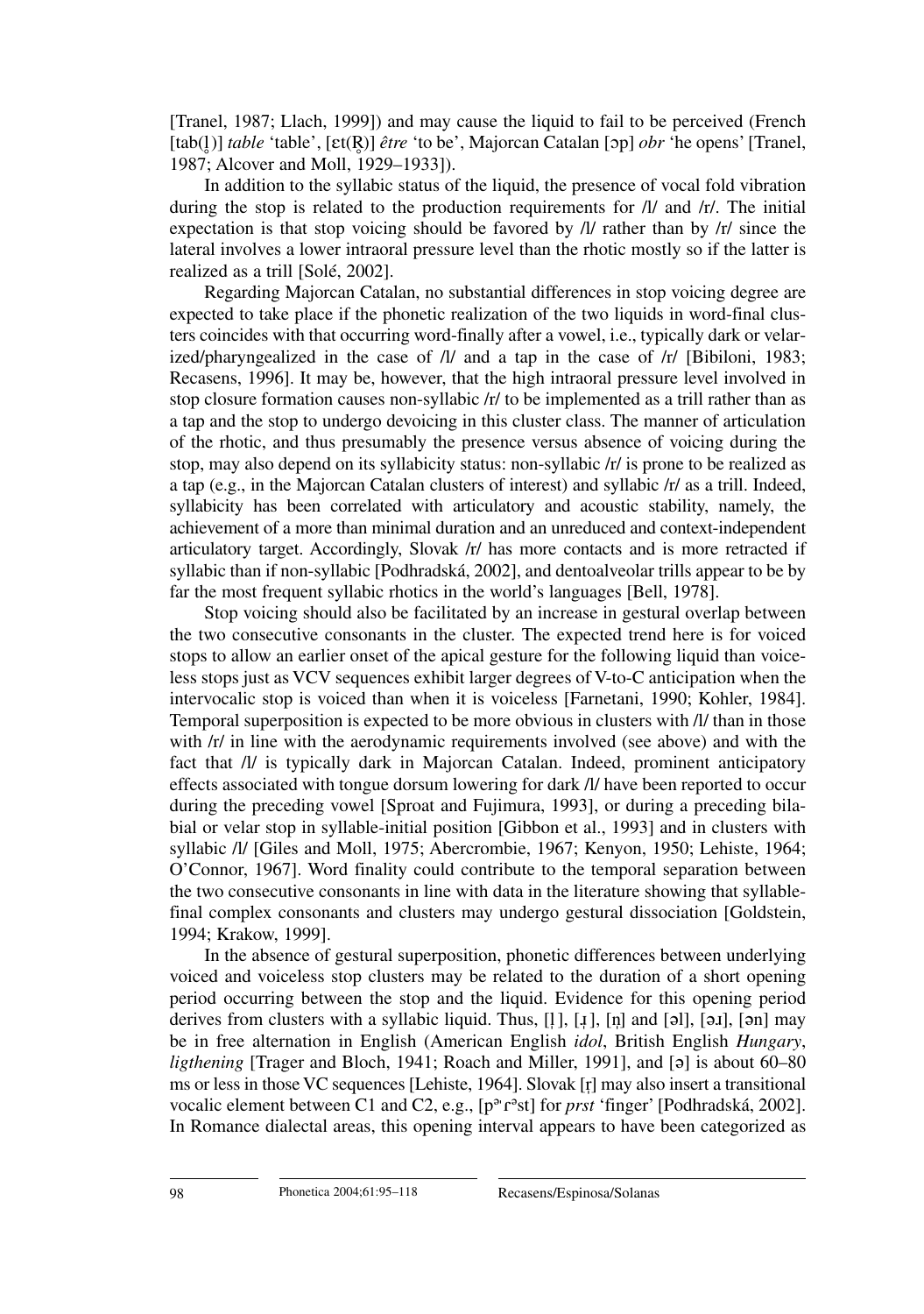[Tranel, 1987; Llach, 1999]) and may cause the liquid to fail to be perceived (French [tab(l̥)] *table* 'table', [ɛt(R̥)] *être* 'to be', Majorcan Catalan [ɔp] *obr* 'he opens' [Tranel, 1987; Alcover and Moll, 1929–1933]).

In addition to the syllabic status of the liquid, the presence of vocal fold vibration during the stop is related to the production requirements for /l/ and /r/. The initial expectation is that stop voicing should be favored by /l/ rather than by /r/ since the lateral involves a lower intraoral pressure level than the rhotic mostly so if the latter is realized as a trill [Solé, 2002].

Regarding Majorcan Catalan, no substantial differences in stop voicing degree are expected to take place if the phonetic realization of the two liquids in word-final clusters coincides with that occurring word-finally after a vowel, i.e., typically dark or velarized/pharyngealized in the case of /l/ and a tap in the case of /r/ [Bibiloni, 1983; Recasens, 1996]. It may be, however, that the high intraoral pressure level involved in stop closure formation causes non-syllabic /r/ to be implemented as a trill rather than as a tap and the stop to undergo devoicing in this cluster class. The manner of articulation of the rhotic, and thus presumably the presence versus absence of voicing during the stop, may also depend on its syllabicity status: non-syllabic /r/ is prone to be realized as a tap (e.g., in the Majorcan Catalan clusters of interest) and syllabic /r/ as a trill. Indeed, syllabicity has been correlated with articulatory and acoustic stability, namely, the achievement of a more than minimal duration and an unreduced and context-independent articulatory target. Accordingly, Slovak /r/ has more contacts and is more retracted if syllabic than if non-syllabic [Podhradská, 2002], and dentoalveolar trills appear to be by far the most frequent syllabic rhotics in the world's languages [Bell, 1978].

Stop voicing should also be facilitated by an increase in gestural overlap between the two consecutive consonants in the cluster. The expected trend here is for voiced stops to allow an earlier onset of the apical gesture for the following liquid than voiceless stops just as VCV sequences exhibit larger degrees of V-to-C anticipation when the intervocalic stop is voiced than when it is voiceless [Farnetani, 1990; Kohler, 1984]. Temporal superposition is expected to be more obvious in clusters with /l/ than in those with /r/ in line with the aerodynamic requirements involved (see above) and with the fact that /l/ is typically dark in Majorcan Catalan. Indeed, prominent anticipatory effects associated with tongue dorsum lowering for dark /l/ have been reported to occur during the preceding vowel [Sproat and Fujimura, 1993], or during a preceding bilabial or velar stop in syllable-initial position [Gibbon et al., 1993] and in clusters with syllabic /l/ [Giles and Moll, 1975; Abercrombie, 1967; Kenyon, 1950; Lehiste, 1964; O'Connor, 1967]. Word finality could contribute to the temporal separation between the two consecutive consonants in line with data in the literature showing that syllable-final complex consonants and clusters may undergo gestural dissociation [Goldstein, 1994; Krakow, 1999].

In the absence of gestural superposition, phonetic differences between underlying voiced and voiceless stop clusters may be related to the duration of a short opening period occurring between the stop and the liquid. Evidence for this opening period derives from clusters with a syllabic liquid. Thus, [l̩], [ɹ̩], [n̩] and [əl], [əɹ], [ən] may be in free alternation in English (American English *idol*, British English *Hungary*, *ligthening* [Trager and Bloch, 1941; Roach and Miller, 1991], and [ə] is about 60–80 ms or less in those VC sequences [Lehiste, 1964]. Slovak [r̩] may also insert a transitional vocalic element between C1 and C2, e.g., [pᵊˈɾᵊst] for *prst* 'finger' [Podhradská, 2002]. In Romance dialectal areas, this opening interval appears to have been categorized as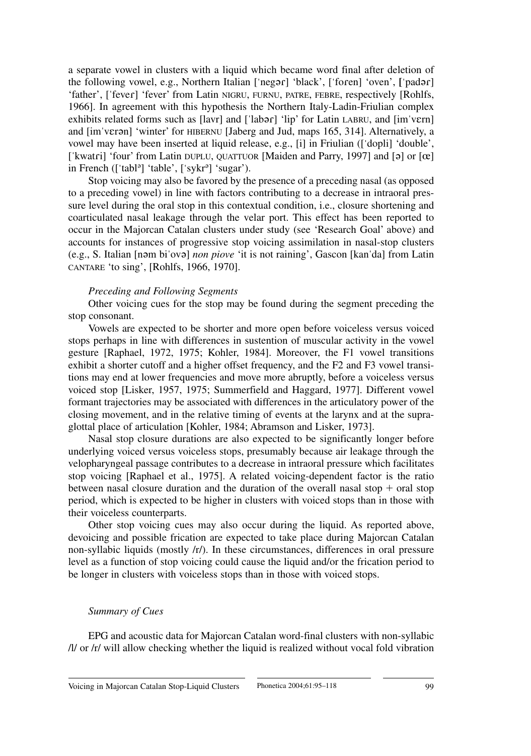a separate vowel in clusters with a liquid which became word final after deletion of the following vowel, e.g., Northern Italian [ˈnegər] 'black', [ˈfoɾen] 'oven', [ˈpadər] 'father', [ˈfeveɾ] 'fever' from Latin NIGRU, FURNU, PATRE, FEBRE, respectively [Rohlfs, 1966]. In agreement with this hypothesis the Northern Italy-Ladin-Friulian complex exhibits related forms such as [lavr] and [ˈlabər] 'lip' for Latin LABRU, and [imˈvɛrn] and [imˈvɛrən] 'winter' for HIBERNU [Jaberg and Jud, maps 165, 314]. Alternatively, a vowel may have been inserted at liquid release, e.g., [i] in Friulian ([ˈdopli] 'double', [ˈkwatɾi] 'four' from Latin DUPLU, QUATTUOR [Maiden and Parry, 1997] and [ə] or [œ] in French ([ˈtablə] 'table', [ˈsykrə] 'sugar').

Stop voicing may also be favored by the presence of a preceding nasal (as opposed to a preceding vowel) in line with factors contributing to a decrease in intraoral pressure level during the oral stop in this contextual condition, i.e., closure shortening and coarticulated nasal leakage through the velar port. This effect has been reported to occur in the Majorcan Catalan clusters under study (see 'Research Goal' above) and accounts for instances of progressive stop voicing assimilation in nasal-stop clusters (e.g., S. Italian [nəm biˈovə] *non piove* 'it is not raining', Gascon [kanˈda] from Latin CANTARE 'to sing', [Rohlfs, 1966, 1970].

*Preceding and Following Segments*

Other voicing cues for the stop may be found during the segment preceding the stop consonant.

Vowels are expected to be shorter and more open before voiceless versus voiced stops perhaps in line with differences in sustention of muscular activity in the vowel gesture [Raphael, 1972, 1975; Kohler, 1984]. Moreover, the F1 vowel transitions exhibit a shorter cutoff and a higher offset frequency, and the F2 and F3 vowel transitions may end at lower frequencies and move more abruptly, before a voiceless versus voiced stop [Lisker, 1957, 1975; Summerfield and Haggard, 1977]. Different vowel formant trajectories may be associated with differences in the articulatory power of the closing movement, and in the relative timing of events at the larynx and at the supraglottal place of articulation [Kohler, 1984; Abramson and Lisker, 1973].

Nasal stop closure durations are also expected to be significantly longer before underlying voiced versus voiceless stops, presumably because air leakage through the velopharyngeal passage contributes to a decrease in intraoral pressure which facilitates stop voicing [Raphael et al., 1975]. A related voicing-dependent factor is the ratio between nasal closure duration and the duration of the overall nasal stop + oral stop period, which is expected to be higher in clusters with voiced stops than in those with their voiceless counterparts.

Other stop voicing cues may also occur during the liquid. As reported above, devoicing and possible frication are expected to take place during Majorcan Catalan non-syllabic liquids (mostly /r/). In these circumstances, differences in oral pressure level as a function of stop voicing could cause the liquid and/or the frication period to be longer in clusters with voiceless stops than in those with voiced stops.

*Summary of Cues*

EPG and acoustic data for Majorcan Catalan word-final clusters with non-syllabic /l/ or /r/ will allow checking whether the liquid is realized without vocal fold vibration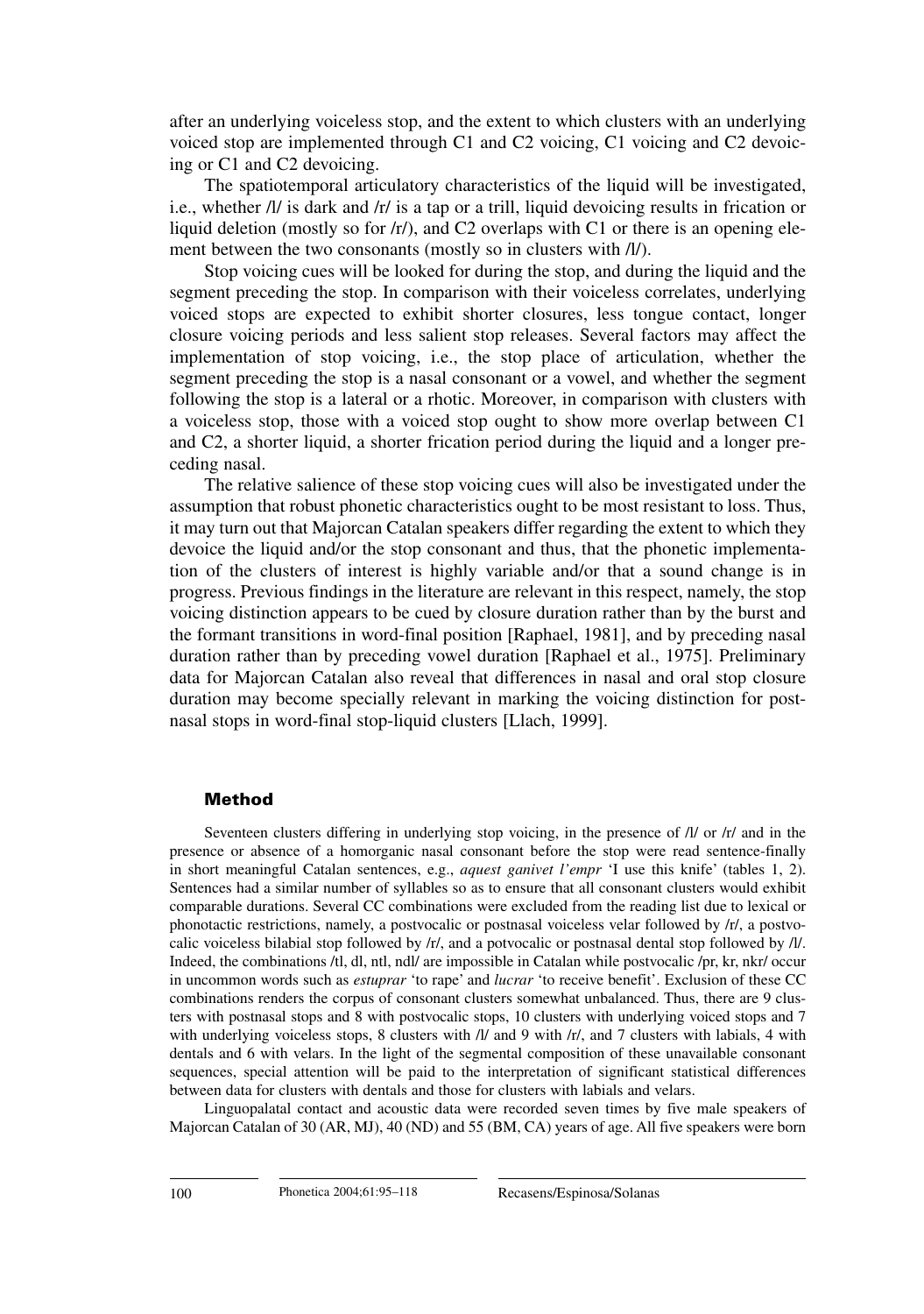after an underlying voiceless stop, and the extent to which clusters with an underlying voiced stop are implemented through C1 and C2 voicing, C1 voicing and C2 devoicing or C1 and C2 devoicing.

The spatiotemporal articulatory characteristics of the liquid will be investigated, i.e., whether /l/ is dark and /r/ is a tap or a trill, liquid devoicing results in frication or liquid deletion (mostly so for /r/), and C2 overlaps with C1 or there is an opening element between the two consonants (mostly so in clusters with /l/).

Stop voicing cues will be looked for during the stop, and during the liquid and the segment preceding the stop. In comparison with their voiceless correlates, underlying voiced stops are expected to exhibit shorter closures, less tongue contact, longer closure voicing periods and less salient stop releases. Several factors may affect the implementation of stop voicing, i.e., the stop place of articulation, whether the segment preceding the stop is a nasal consonant or a vowel, and whether the segment following the stop is a lateral or a rhotic. Moreover, in comparison with clusters with a voiceless stop, those with a voiced stop ought to show more overlap between C1 and C2, a shorter liquid, a shorter frication period during the liquid and a longer preceding nasal.

The relative salience of these stop voicing cues will also be investigated under the assumption that robust phonetic characteristics ought to be most resistant to loss. Thus, it may turn out that Majorcan Catalan speakers differ regarding the extent to which they devoice the liquid and/or the stop consonant and thus, that the phonetic implementation of the clusters of interest is highly variable and/or that a sound change is in progress. Previous findings in the literature are relevant in this respect, namely, the stop voicing distinction appears to be cued by closure duration rather than by the burst and the formant transitions in word-final position [Raphael, 1981], and by preceding nasal duration rather than by preceding vowel duration [Raphael et al., 1975]. Preliminary data for Majorcan Catalan also reveal that differences in nasal and oral stop closure duration may become specially relevant in marking the voicing distinction for postnasal stops in word-final stop-liquid clusters [Llach, 1999].

## Method

Seventeen clusters differing in underlying stop voicing, in the presence of /l/ or /r/ and in the presence or absence of a homorganic nasal consonant before the stop were read sentence-finally in short meaningful Catalan sentences, e.g., *aquest ganivet l'empr* 'I use this knife' (tables 1, 2). Sentences had a similar number of syllables so as to ensure that all consonant clusters would exhibit comparable durations. Several CC combinations were excluded from the reading list due to lexical or phonotactic restrictions, namely, a postvocalic or postnasal voiceless velar followed by /r/, a postvocalic voiceless bilabial stop followed by /r/, and a potvocalic or postnasal dental stop followed by /l/. Indeed, the combinations /tl, dl, ntl, ndl/ are impossible in Catalan while postvocalic /pr, kr, nkr/ occur in uncommon words such as *estuprar* 'to rape' and *lucrar* 'to receive benefit'. Exclusion of these CC combinations renders the corpus of consonant clusters somewhat unbalanced. Thus, there are 9 clusters with postnasal stops and 8 with postvocalic stops, 10 clusters with underlying voiced stops and 7 with underlying voiceless stops, 8 clusters with /l/ and 9 with /r/, and 7 clusters with labials, 4 with dentals and 6 with velars. In the light of the segmental composition of these unavailable consonant sequences, special attention will be paid to the interpretation of significant statistical differences between data for clusters with dentals and those for clusters with labials and velars.

Linguopalatal contact and acoustic data were recorded seven times by five male speakers of Majorcan Catalan of 30 (AR, MJ), 40 (ND) and 55 (BM, CA) years of age. All five speakers were born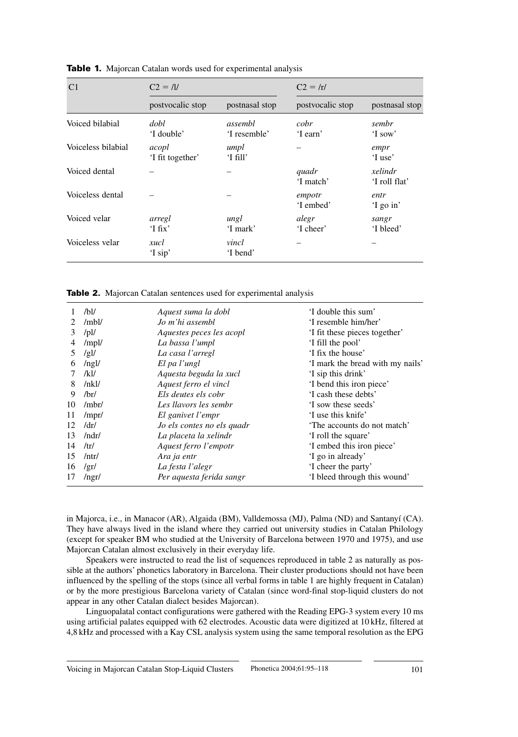**Table 1.** Majorcan Catalan words used for experimental analysis

| C1 | C2 = /l/ | | C2 = /r/ | |
|---|---|---|---|---|
| | postvocalic stop | postnasal stop | postvocalic stop | postnasal stop |
| Voiced bilabial | *dobl* 'I double' | *assembl* 'I resemble' | *cobr* 'I earn' | *sembr* 'I sow' |
| Voiceless bilabial | *acopl* 'I fit together' | *umpl* 'I fill' | – | *empr* 'I use' |
| Voiced dental | – | – | *quadr* 'I match' | *xelindr* 'I roll flat' |
| Voiceless dental | – | – | *empotr* 'I embed' | *entr* 'I go in' |
| Voiced velar | *arregl* 'I fix' | *ungl* 'I mark' | *alegr* 'I cheer' | *sangr* 'I bleed' |
| Voiceless velar | *xucl* 'I sip' | *vincl* 'I bend' | – | – |

**Table 2.** Majorcan Catalan sentences used for experimental analysis

| | | | |
|---|---|---|---|
| 1 | /bl/ | *Aquest suma la dobl* | 'I double this sum' |
| 2 | /mbl/ | *Jo m'hi assembl* | 'I resemble him/her' |
| 3 | /pl/ | *Aquestes peces les acopl* | 'I fit these pieces together' |
| 4 | /mpl/ | *La bassa l'umpl* | 'I fill the pool' |
| 5 | /gl/ | *La casa l'arregl* | 'I fix the house' |
| 6 | /ngl/ | *El pa l'ungl* | 'I mark the bread with my nails' |
| 7 | /kl/ | *Aquesta beguda la xucl* | 'I sip this drink' |
| 8 | /nkl/ | *Aquest ferro el vincl* | 'I bend this iron piece' |
| 9 | /br/ | *Els deutes els cobr* | 'I cash these debts' |
| 10 | /mbr/ | *Les llavors les sembr* | 'I sow these seeds' |
| 11 | /mpr/ | *El ganivet l'empr* | 'I use this knife' |
| 12 | /dr/ | *Jo els contes no els quadr* | 'The accounts do not match' |
| 13 | /ndr/ | *La placeta la xelindr* | 'I roll the square' |
| 14 | /tr/ | *Aquest ferro l'empotr* | 'I embed this iron piece' |
| 15 | /ntr/ | *Ara ja entr* | 'I go in already' |
| 16 | /gr/ | *La festa l'alegr* | 'I cheer the party' |
| 17 | /ngr/ | *Per aquesta ferida sangr* | 'I bleed through this wound' |

in Majorca, i.e., in Manacor (AR), Algaida (BM), Valldemossa (MJ), Palma (ND) and Santanyí (CA). They have always lived in the island where they carried out university studies in Catalan Philology (except for speaker BM who studied at the University of Barcelona between 1970 and 1975), and use Majorcan Catalan almost exclusively in their everyday life.

Speakers were instructed to read the list of sequences reproduced in table 2 as naturally as possible at the authors' phonetics laboratory in Barcelona. Their cluster productions should not have been influenced by the spelling of the stops (since all verbal forms in table 1 are highly frequent in Catalan) or by the more prestigious Barcelona variety of Catalan (since word-final stop-liquid clusters do not appear in any other Catalan dialect besides Majorcan).

Linguopalatal contact configurations were gathered with the Reading EPG-3 system every 10 ms using artificial palates equipped with 62 electrodes. Acoustic data were digitized at 10 kHz, filtered at 4,8 kHz and processed with a Kay CSL analysis system using the same temporal resolution as the EPG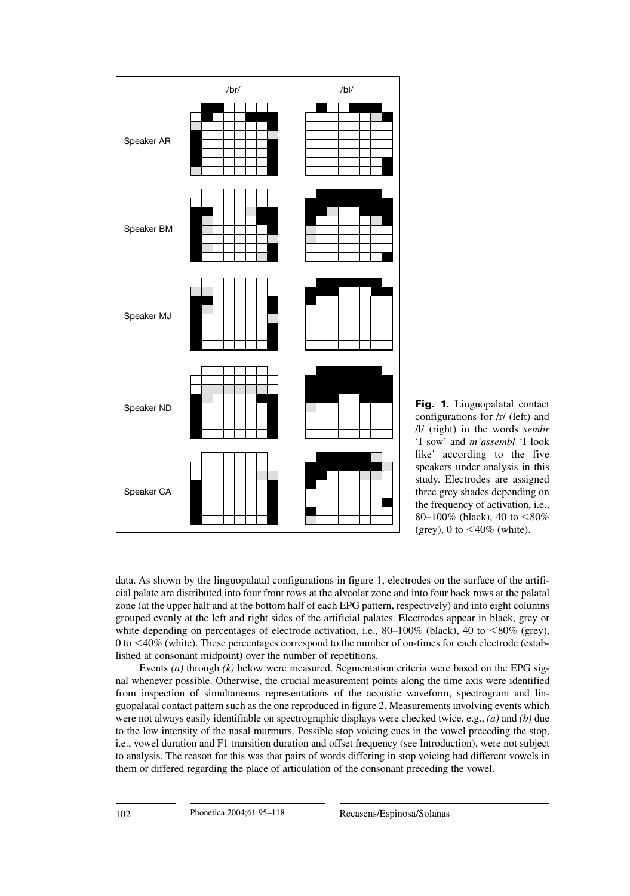**Fig. 1.** Linguopalatal contact configurations for /r/ (left) and /l/ (right) in the words *sembr* 'I sow' and *m'assembl* 'I look like' according to the five speakers under analysis in this study. Electrodes are assigned three grey shades depending on the frequency of activation, i.e., 80–100% (black), 40 to <80% (grey), 0 to <40% (white).

data. As shown by the linguopalatal configurations in figure 1, electrodes on the surface of the artificial palate are distributed into four front rows at the alveolar zone and into four back rows at the palatal zone (at the upper half and at the bottom half of each EPG pattern, respectively) and into eight columns grouped evenly at the left and right sides of the artificial palates. Electrodes appear in black, grey or white depending on percentages of electrode activation, i.e., 80–100% (black), 40 to <80% (grey), 0 to <40% (white). These percentages correspond to the number of on-times for each electrode (established at consonant midpoint) over the number of repetitions.

Events *(a)* through *(k)* below were measured. Segmentation criteria were based on the EPG signal whenever possible. Otherwise, the crucial measurement points along the time axis were identified from inspection of simultaneous representations of the acoustic waveform, spectrogram and linguopalatal contact pattern such as the one reproduced in figure 2. Measurements involving events which were not always easily identifiable on spectrographic displays were checked twice, e.g., *(a)* and *(b)* due to the low intensity of the nasal murmurs. Possible stop voicing cues in the vowel preceding the stop, i.e., vowel duration and F1 transition duration and offset frequency (see Introduction), were not subject to analysis. The reason for this was that pairs of words differing in stop voicing had different vowels in them or differed regarding the place of articulation of the consonant preceding the vowel.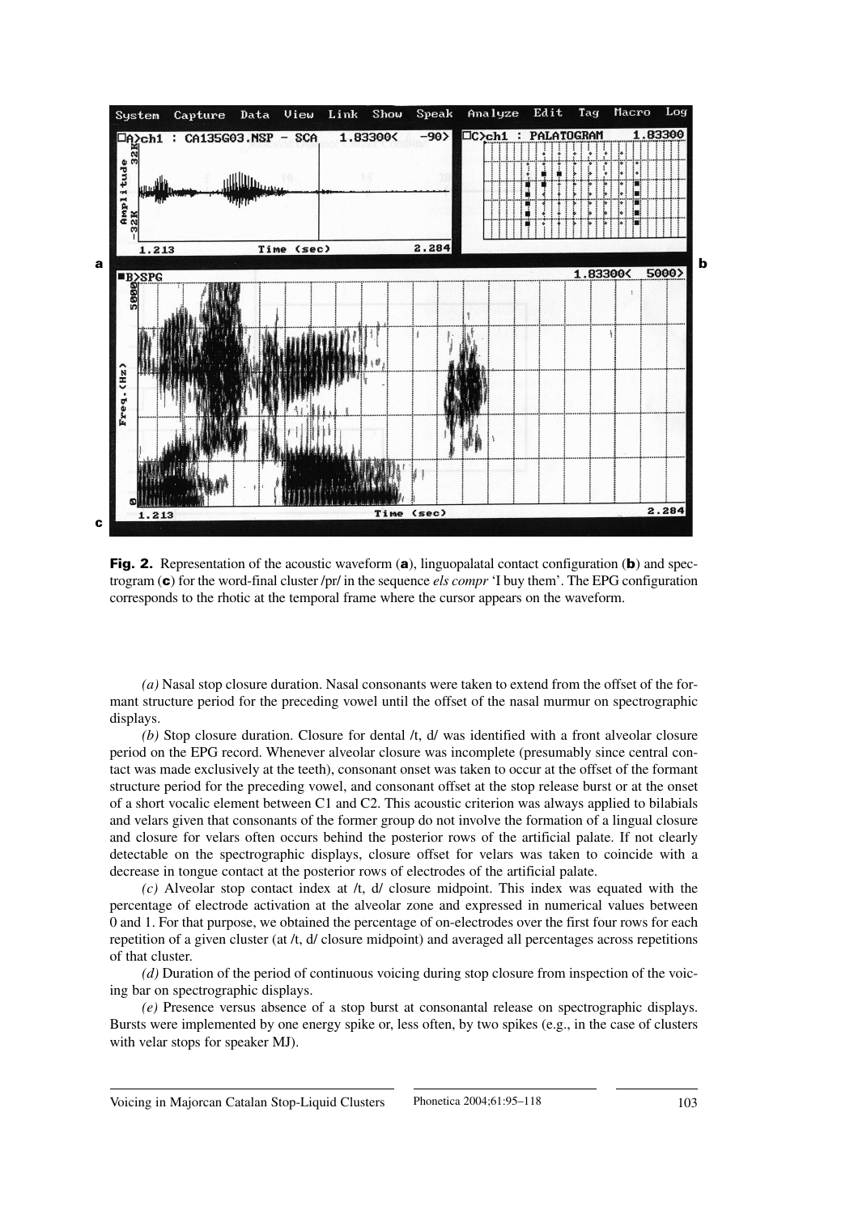System Capture Data View Link Show Speak Analyze Edit Tag Macro Log

A>ch1 : CA135G03.NSP - SCA 1.83300< -90>

C>ch1 : PALATOGRAM 1.83300

Amplitude 32K -32K

1.213 Time (sec) 2.284

a

b

B>SPG 1.83300< 5000>

5000

Freq. (Hz)

0

1.213 Time (sec) 2.284

c

**Fig. 2.** Representation of the acoustic waveform (**a**), linguopalatal contact configuration (**b**) and spectrogram (**c**) for the word-final cluster /pr/ in the sequence *els compr* 'I buy them'. The EPG configuration corresponds to the rhotic at the temporal frame where the cursor appears on the waveform.

*(a)* Nasal stop closure duration. Nasal consonants were taken to extend from the offset of the formant structure period for the preceding vowel until the offset of the nasal murmur on spectrographic displays.

*(b)* Stop closure duration. Closure for dental /t, d/ was identified with a front alveolar closure period on the EPG record. Whenever alveolar closure was incomplete (presumably since central contact was made exclusively at the teeth), consonant onset was taken to occur at the offset of the formant structure period for the preceding vowel, and consonant offset at the stop release burst or at the onset of a short vocalic element between C1 and C2. This acoustic criterion was always applied to bilabials and velars given that consonants of the former group do not involve the formation of a lingual closure and closure for velars often occurs behind the posterior rows of the artificial palate. If not clearly detectable on the spectrographic displays, closure offset for velars was taken to coincide with a decrease in tongue contact at the posterior rows of electrodes of the artificial palate.

*(c)* Alveolar stop contact index at /t, d/ closure midpoint. This index was equated with the percentage of electrode activation at the alveolar zone and expressed in numerical values between 0 and 1. For that purpose, we obtained the percentage of on-electrodes over the first four rows for each repetition of a given cluster (at /t, d/ closure midpoint) and averaged all percentages across repetitions of that cluster.

*(d)* Duration of the period of continuous voicing during stop closure from inspection of the voicing bar on spectrographic displays.

*(e)* Presence versus absence of a stop burst at consonantal release on spectrographic displays. Bursts were implemented by one energy spike or, less often, by two spikes (e.g., in the case of clusters with velar stops for speaker MJ).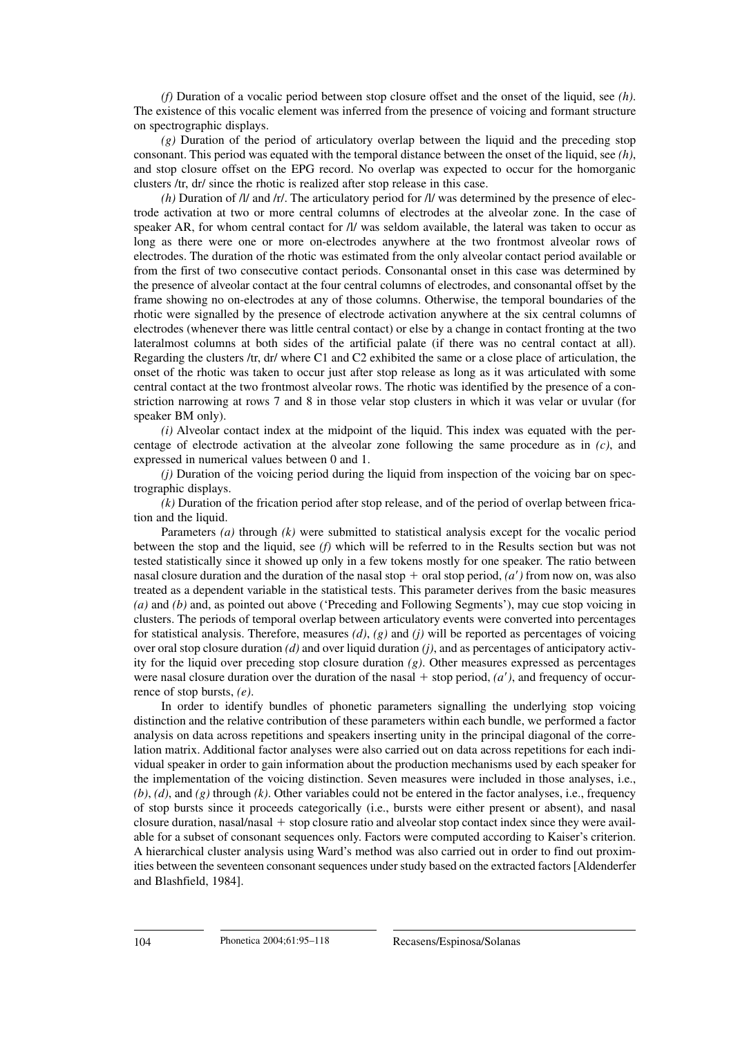*(f)* Duration of a vocalic period between stop closure offset and the onset of the liquid, see *(h)*. The existence of this vocalic element was inferred from the presence of voicing and formant structure on spectrographic displays.

*(g)* Duration of the period of articulatory overlap between the liquid and the preceding stop consonant. This period was equated with the temporal distance between the onset of the liquid, see *(h)*, and stop closure offset on the EPG record. No overlap was expected to occur for the homorganic clusters /tr, dr/ since the rhotic is realized after stop release in this case.

*(h)* Duration of /l/ and /r/. The articulatory period for /l/ was determined by the presence of electrode activation at two or more central columns of electrodes at the alveolar zone. In the case of speaker AR, for whom central contact for /l/ was seldom available, the lateral was taken to occur as long as there were one or more on-electrodes anywhere at the two frontmost alveolar rows of electrodes. The duration of the rhotic was estimated from the only alveolar contact period available or from the first of two consecutive contact periods. Consonantal onset in this case was determined by the presence of alveolar contact at the four central columns of electrodes, and consonantal offset by the frame showing no on-electrodes at any of those columns. Otherwise, the temporal boundaries of the rhotic were signalled by the presence of electrode activation anywhere at the six central columns of electrodes (whenever there was little central contact) or else by a change in contact fronting at the two lateralmost columns at both sides of the artificial palate (if there was no central contact at all). Regarding the clusters /tr, dr/ where C1 and C2 exhibited the same or a close place of articulation, the onset of the rhotic was taken to occur just after stop release as long as it was articulated with some central contact at the two frontmost alveolar rows. The rhotic was identified by the presence of a constriction narrowing at rows 7 and 8 in those velar stop clusters in which it was velar or uvular (for speaker BM only).

*(i)* Alveolar contact index at the midpoint of the liquid. This index was equated with the percentage of electrode activation at the alveolar zone following the same procedure as in *(c)*, and expressed in numerical values between 0 and 1.

*(j)* Duration of the voicing period during the liquid from inspection of the voicing bar on spectrographic displays.

*(k)* Duration of the frication period after stop release, and of the period of overlap between frication and the liquid.

Parameters *(a)* through *(k)* were submitted to statistical analysis except for the vocalic period between the stop and the liquid, see *(f)* which will be referred to in the Results section but was not tested statistically since it showed up only in a few tokens mostly for one speaker. The ratio between nasal closure duration and the duration of the nasal stop + oral stop period, *(a′)* from now on, was also treated as a dependent variable in the statistical tests. This parameter derives from the basic measures *(a)* and *(b)* and, as pointed out above ('Preceding and Following Segments'), may cue stop voicing in clusters. The periods of temporal overlap between articulatory events were converted into percentages for statistical analysis. Therefore, measures *(d)*, *(g)* and *(j)* will be reported as percentages of voicing over oral stop closure duration *(d)* and over liquid duration *(j)*, and as percentages of anticipatory activity for the liquid over preceding stop closure duration *(g)*. Other measures expressed as percentages were nasal closure duration over the duration of the nasal + stop period, *(a′)*, and frequency of occurrence of stop bursts, *(e)*.

In order to identify bundles of phonetic parameters signalling the underlying stop voicing distinction and the relative contribution of these parameters within each bundle, we performed a factor analysis on data across repetitions and speakers inserting unity in the principal diagonal of the correlation matrix. Additional factor analyses were also carried out on data across repetitions for each individual speaker in order to gain information about the production mechanisms used by each speaker for the implementation of the voicing distinction. Seven measures were included in those analyses, i.e., *(b)*, *(d)*, and *(g)* through *(k)*. Other variables could not be entered in the factor analyses, i.e., frequency of stop bursts since it proceeds categorically (i.e., bursts were either present or absent), and nasal closure duration, nasal/nasal + stop closure ratio and alveolar stop contact index since they were available for a subset of consonant sequences only. Factors were computed according to Kaiser's criterion. A hierarchical cluster analysis using Ward's method was also carried out in order to find out proximities between the seventeen consonant sequences under study based on the extracted factors [Aldenderfer and Blashfield, 1984].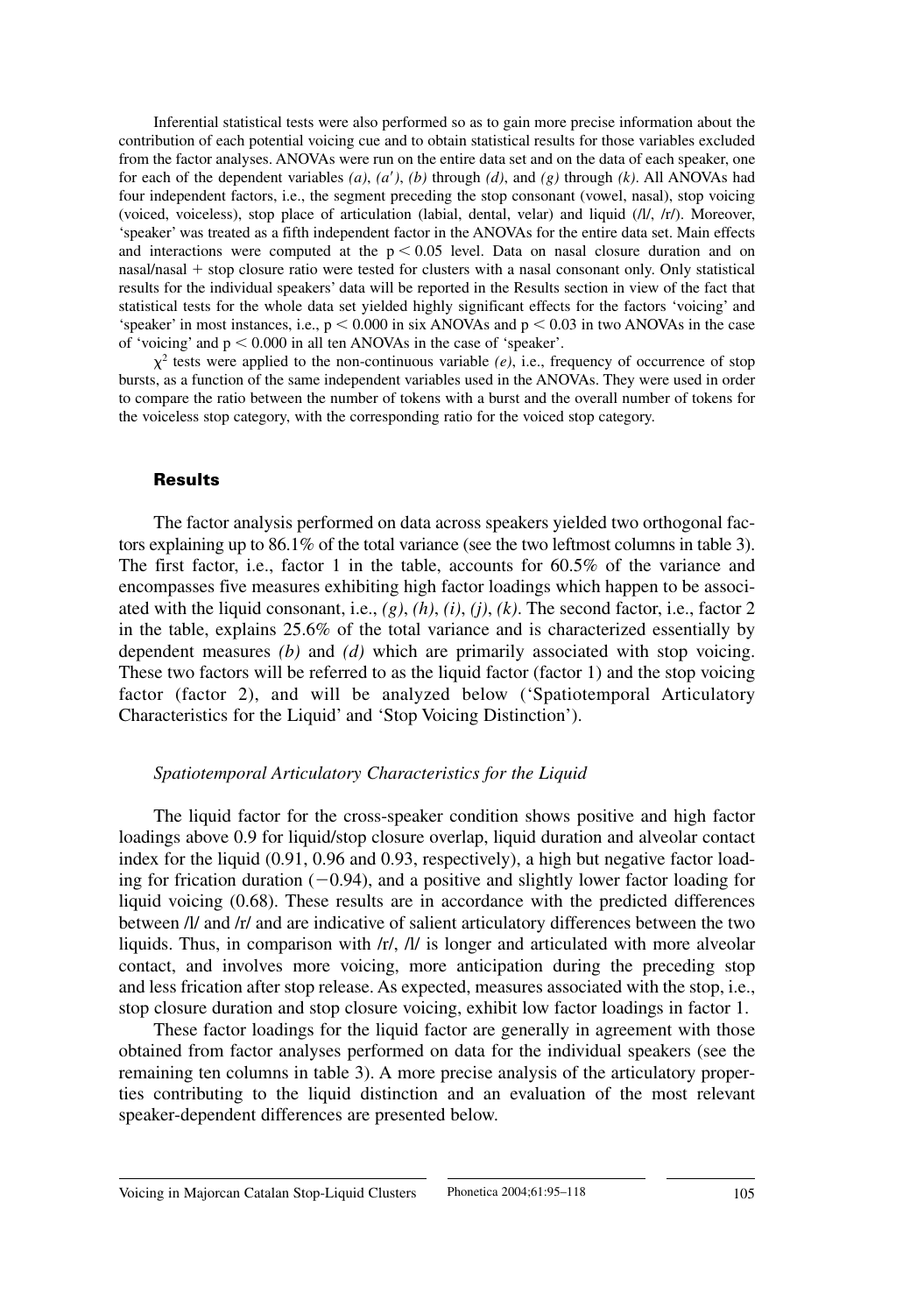Inferential statistical tests were also performed so as to gain more precise information about the contribution of each potential voicing cue and to obtain statistical results for those variables excluded from the factor analyses. ANOVAs were run on the entire data set and on the data of each speaker, one for each of the dependent variables *(a)*, *(a′)*, *(b)* through *(d)*, and *(g)* through *(k)*. All ANOVAs had four independent factors, i.e., the segment preceding the stop consonant (vowel, nasal), stop voicing (voiced, voiceless), stop place of articulation (labial, dental, velar) and liquid (/l/, /r/). Moreover, 'speaker' was treated as a fifth independent factor in the ANOVAs for the entire data set. Main effects and interactions were computed at the $p < 0.05$ level. Data on nasal closure duration and on nasal/nasal + stop closure ratio were tested for clusters with a nasal consonant only. Only statistical results for the individual speakers' data will be reported in the Results section in view of the fact that statistical tests for the whole data set yielded highly significant effects for the factors 'voicing' and 'speaker' in most instances, i.e., $p < 0.000$ in six ANOVAs and $p < 0.03$ in two ANOVAs in the case of 'voicing' and $p < 0.000$ in all ten ANOVAs in the case of 'speaker'.

$\chi^2$ tests were applied to the non-continuous variable *(e)*, i.e., frequency of occurrence of stop bursts, as a function of the same independent variables used in the ANOVAs. They were used in order to compare the ratio between the number of tokens with a burst and the overall number of tokens for the voiceless stop category, with the corresponding ratio for the voiced stop category.

## Results

The factor analysis performed on data across speakers yielded two orthogonal factors explaining up to 86.1% of the total variance (see the two leftmost columns in table 3). The first factor, i.e., factor 1 in the table, accounts for 60.5% of the variance and encompasses five measures exhibiting high factor loadings which happen to be associated with the liquid consonant, i.e., *(g)*, *(h)*, *(i)*, *(j)*, *(k)*. The second factor, i.e., factor 2 in the table, explains 25.6% of the total variance and is characterized essentially by dependent measures *(b)* and *(d)* which are primarily associated with stop voicing. These two factors will be referred to as the liquid factor (factor 1) and the stop voicing factor (factor 2), and will be analyzed below ('Spatiotemporal Articulatory Characteristics for the Liquid' and 'Stop Voicing Distinction').

### *Spatiotemporal Articulatory Characteristics for the Liquid*

The liquid factor for the cross-speaker condition shows positive and high factor loadings above 0.9 for liquid/stop closure overlap, liquid duration and alveolar contact index for the liquid (0.91, 0.96 and 0.93, respectively), a high but negative factor loading for frication duration (−0.94), and a positive and slightly lower factor loading for liquid voicing (0.68). These results are in accordance with the predicted differences between /l/ and /r/ and are indicative of salient articulatory differences between the two liquids. Thus, in comparison with /r/, /l/ is longer and articulated with more alveolar contact, and involves more voicing, more anticipation during the preceding stop and less frication after stop release. As expected, measures associated with the stop, i.e., stop closure duration and stop closure voicing, exhibit low factor loadings in factor 1.

These factor loadings for the liquid factor are generally in agreement with those obtained from factor analyses performed on data for the individual speakers (see the remaining ten columns in table 3). A more precise analysis of the articulatory properties contributing to the liquid distinction and an evaluation of the most relevant speaker-dependent differences are presented below.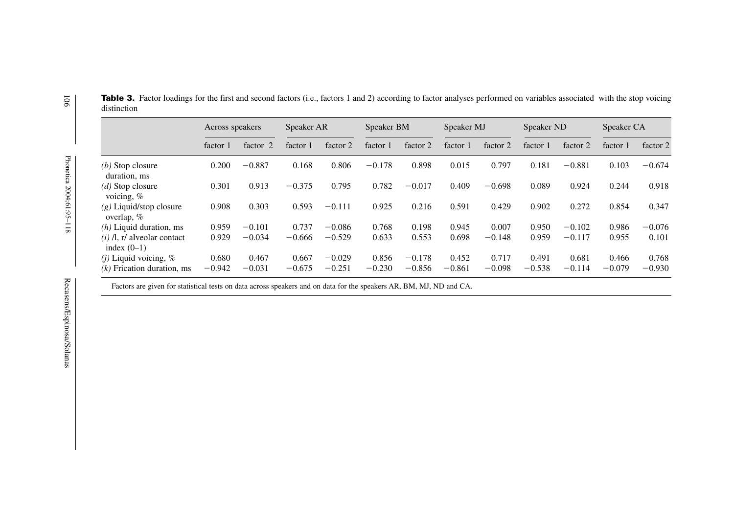**Table 3.** Factor loadings for the first and second factors (i.e., factors 1 and 2) according to factor analyses performed on variables associated with the stop voicing distinction

| | Across speakers | | Speaker AR | | Speaker BM | | Speaker MJ | | Speaker ND | | Speaker CA | |
|---|---|---|---|---|---|---|---|---|---|---|---|---|
| | factor 1 | factor 2 | factor 1 | factor 2 | factor 1 | factor 2 | factor 1 | factor 2 | factor 1 | factor 2 | factor 1 | factor 2 |
| *(b)* Stop closure duration, ms | 0.200 | −0.887 | 0.168 | 0.806 | −0.178 | 0.898 | 0.015 | 0.797 | 0.181 | −0.881 | 0.103 | −0.674 |
| *(d)* Stop closure voicing, % | 0.301 | 0.913 | −0.375 | 0.795 | 0.782 | −0.017 | 0.409 | −0.698 | 0.089 | 0.924 | 0.244 | 0.918 |
| *(g)* Liquid/stop closure overlap, % | 0.908 | 0.303 | 0.593 | −0.111 | 0.925 | 0.216 | 0.591 | 0.429 | 0.902 | 0.272 | 0.854 | 0.347 |
| *(h)* Liquid duration, ms | 0.959 | −0.101 | 0.737 | −0.086 | 0.768 | 0.198 | 0.945 | 0.007 | 0.950 | −0.102 | 0.986 | −0.076 |
| *(i)* /l, r/ alveolar contact index (0–1) | 0.929 | −0.034 | −0.666 | −0.529 | 0.633 | 0.553 | 0.698 | −0.148 | 0.959 | −0.117 | 0.955 | 0.101 |
| *(j)* Liquid voicing, % | 0.680 | 0.467 | 0.667 | −0.029 | 0.856 | −0.178 | 0.452 | 0.717 | 0.491 | 0.681 | 0.466 | 0.768 |
| *(k)* Frication duration, ms | −0.942 | −0.031 | −0.675 | −0.251 | −0.230 | −0.856 | −0.861 | −0.098 | −0.538 | −0.114 | −0.079 | −0.930 |

Factors are given for statistical tests on data across speakers and on data for the speakers AR, BM, MJ, ND and CA.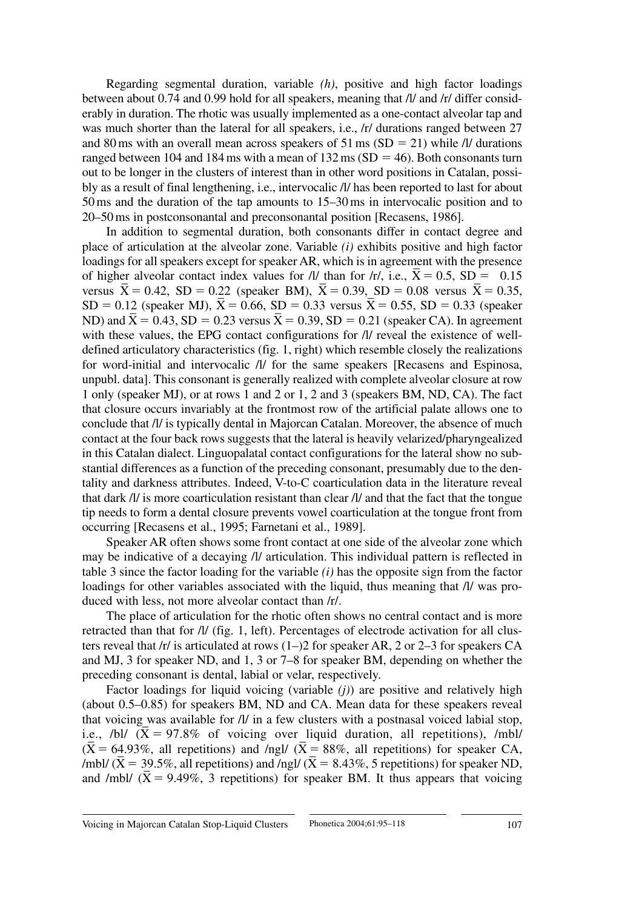Regarding segmental duration, variable *(h)*, positive and high factor loadings between about 0.74 and 0.99 hold for all speakers, meaning that /l/ and /r/ differ considerably in duration. The rhotic was usually implemented as a one-contact alveolar tap and was much shorter than the lateral for all speakers, i.e., /r/ durations ranged between 27 and 80 ms with an overall mean across speakers of 51 ms (SD = 21) while /l/ durations ranged between 104 and 184 ms with a mean of 132 ms (SD = 46). Both consonants turn out to be longer in the clusters of interest than in other word positions in Catalan, possibly as a result of final lengthening, i.e., intervocalic /l/ has been reported to last for about 50 ms and the duration of the tap amounts to 15–30 ms in intervocalic position and to 20–50 ms in postconsonantal and preconsonantal position [Recasens, 1986].

In addition to segmental duration, both consonants differ in contact degree and place of articulation at the alveolar zone. Variable *(i)* exhibits positive and high factor loadings for all speakers except for speaker AR, which is in agreement with the presence of higher alveolar contact index values for /l/ than for /r/, i.e., $\bar{X} = 0.5$, SD = 0.15 versus $\bar{X} = 0.42$, SD = 0.22 (speaker BM), $\bar{X} = 0.39$, SD = 0.08 versus $\bar{X} = 0.35$, SD = 0.12 (speaker MJ), $\bar{X} = 0.66$, SD = 0.33 versus $\bar{X} = 0.55$, SD = 0.33 (speaker ND) and $\bar{X} = 0.43$, SD = 0.23 versus $\bar{X} = 0.39$, SD = 0.21 (speaker CA). In agreement with these values, the EPG contact configurations for /l/ reveal the existence of well-defined articulatory characteristics (fig. 1, right) which resemble closely the realizations for word-initial and intervocalic /l/ for the same speakers [Recasens and Espinosa, unpubl. data]. This consonant is generally realized with complete alveolar closure at row 1 only (speaker MJ), or at rows 1 and 2 or 1, 2 and 3 (speakers BM, ND, CA). The fact that closure occurs invariably at the frontmost row of the artificial palate allows one to conclude that /l/ is typically dental in Majorcan Catalan. Moreover, the absence of much contact at the four back rows suggests that the lateral is heavily velarized/pharyngealized in this Catalan dialect. Linguopalatal contact configurations for the lateral show no substantial differences as a function of the preceding consonant, presumably due to the dentality and darkness attributes. Indeed, V-to-C coarticulation data in the literature reveal that dark /l/ is more coarticulation resistant than clear /l/ and that the fact that the tongue tip needs to form a dental closure prevents vowel coarticulation at the tongue front from occurring [Recasens et al., 1995; Farnetani et al., 1989].

Speaker AR often shows some front contact at one side of the alveolar zone which may be indicative of a decaying /l/ articulation. This individual pattern is reflected in table 3 since the factor loading for the variable *(i)* has the opposite sign from the factor loadings for other variables associated with the liquid, thus meaning that /l/ was produced with less, not more alveolar contact than /r/.

The place of articulation for the rhotic often shows no central contact and is more retracted than that for /l/ (fig. 1, left). Percentages of electrode activation for all clusters reveal that /r/ is articulated at rows (1–)2 for speaker AR, 2 or 2–3 for speakers CA and MJ, 3 for speaker ND, and 1, 3 or 7–8 for speaker BM, depending on whether the preceding consonant is dental, labial or velar, respectively.

Factor loadings for liquid voicing (variable *(j)*) are positive and relatively high (about 0.5–0.85) for speakers BM, ND and CA. Mean data for these speakers reveal that voicing was available for /l/ in a few clusters with a postnasal voiced labial stop, i.e., /bl/ ($\bar{X} = 97.8\%$ of voicing over liquid duration, all repetitions), /mbl/ ($\bar{X} = 64.93\%$, all repetitions) and /ngl/ ($\bar{X} = 88\%$, all repetitions) for speaker CA, /mbl/ ($\bar{X} = 39.5\%$, all repetitions) and /ngl/ ($\bar{X} = 8.43\%$, 5 repetitions) for speaker ND, and /mbl/ ($\bar{X} = 9.49\%$, 3 repetitions) for speaker BM. It thus appears that voicing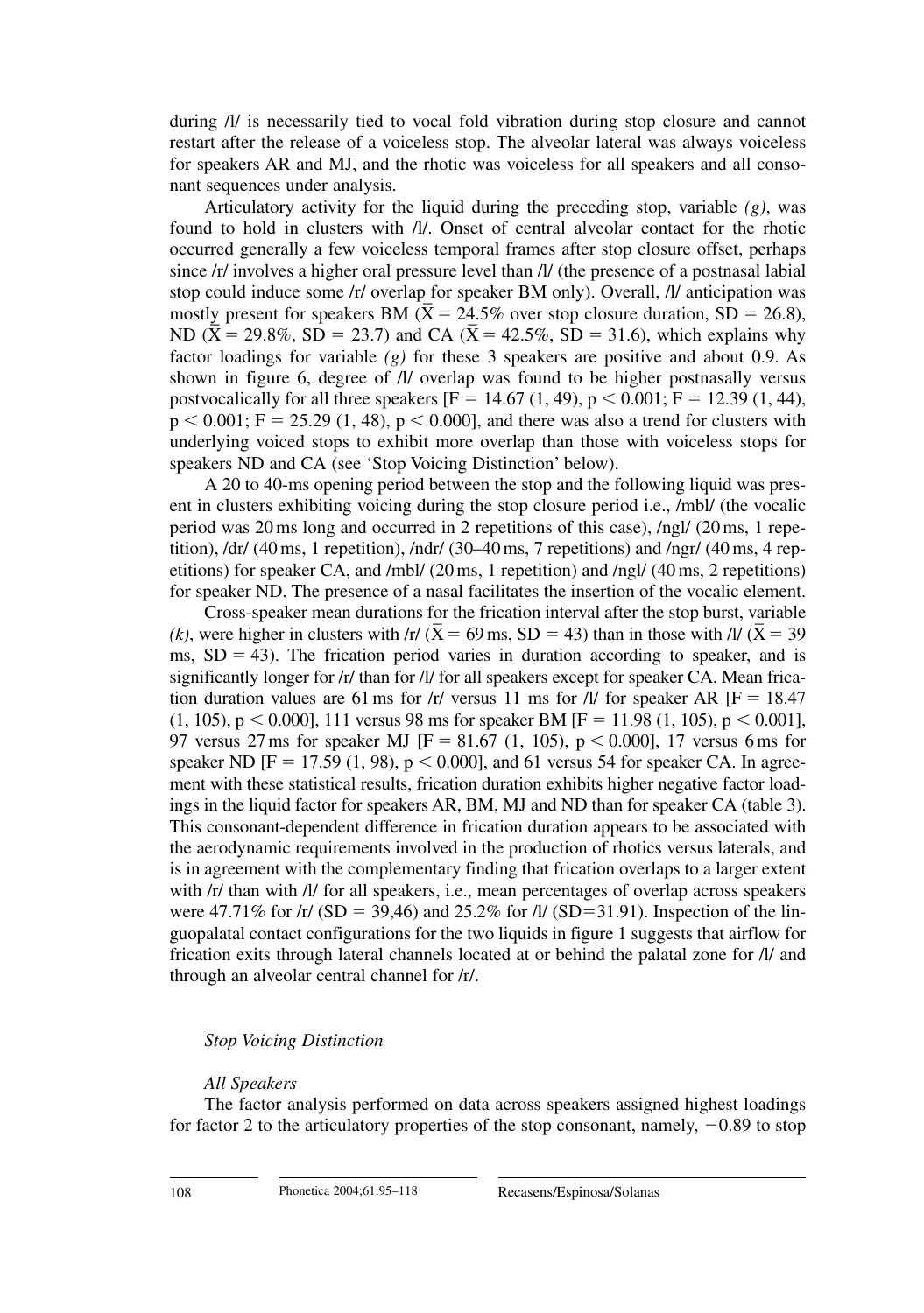during /l/ is necessarily tied to vocal fold vibration during stop closure and cannot restart after the release of a voiceless stop. The alveolar lateral was always voiceless for speakers AR and MJ, and the rhotic was voiceless for all speakers and all consonant sequences under analysis.

Articulatory activity for the liquid during the preceding stop, variable *(g)*, was found to hold in clusters with /l/. Onset of central alveolar contact for the rhotic occurred generally a few voiceless temporal frames after stop closure offset, perhaps since /r/ involves a higher oral pressure level than /l/ (the presence of a postnasal labial stop could induce some /r/ overlap for speaker BM only). Overall, /l/ anticipation was mostly present for speakers BM ($\bar{X}$ = 24.5% over stop closure duration, SD = 26.8), ND ($\bar{X}$ = 29.8%, SD = 23.7) and CA ($\bar{X}$ = 42.5%, SD = 31.6), which explains why factor loadings for variable *(g)* for these 3 speakers are positive and about 0.9. As shown in figure 6, degree of /l/ overlap was found to be higher postnasally versus postvocalically for all three speakers [$F = 14.67$ (1, 49), $p < 0.001$; $F = 12.39$ (1, 44), $p < 0.001$; $F = 25.29$ (1, 48), $p < 0.000$], and there was also a trend for clusters with underlying voiced stops to exhibit more overlap than those with voiceless stops for speakers ND and CA (see 'Stop Voicing Distinction' below).

A 20 to 40-ms opening period between the stop and the following liquid was present in clusters exhibiting voicing during the stop closure period i.e., /mbl/ (the vocalic period was 20 ms long and occurred in 2 repetitions of this case), /ngl/ (20 ms, 1 repetition), /dr/ (40 ms, 1 repetition), /ndr/ (30–40 ms, 7 repetitions) and /ngr/ (40 ms, 4 repetitions) for speaker CA, and /mbl/ (20 ms, 1 repetition) and /ngl/ (40 ms, 2 repetitions) for speaker ND. The presence of a nasal facilitates the insertion of the vocalic element.

Cross-speaker mean durations for the frication interval after the stop burst, variable *(k)*, were higher in clusters with /r/ ($\bar{X}$ = 69 ms, SD = 43) than in those with /l/ ($\bar{X}$ = 39 ms, SD = 43). The frication period varies in duration according to speaker, and is significantly longer for /r/ than for /l/ for all speakers except for speaker CA. Mean frication duration values are 61 ms for /r/ versus 11 ms for /l/ for speaker AR [$F = 18.47$ (1, 105), $p < 0.000$], 111 versus 98 ms for speaker BM [$F = 11.98$ (1, 105), $p < 0.001$], 97 versus 27 ms for speaker MJ [$F = 81.67$ (1, 105), $p < 0.000$], 17 versus 6 ms for speaker ND [$F = 17.59$ (1, 98), $p < 0.000$], and 61 versus 54 for speaker CA. In agreement with these statistical results, frication duration exhibits higher negative factor loadings in the liquid factor for speakers AR, BM, MJ and ND than for speaker CA (table 3). This consonant-dependent difference in frication duration appears to be associated with the aerodynamic requirements involved in the production of rhotics versus laterals, and is in agreement with the complementary finding that frication overlaps to a larger extent with /r/ than with /l/ for all speakers, i.e., mean percentages of overlap across speakers were 47.71% for /r/ (SD = 39,46) and 25.2% for /l/ (SD=31.91). Inspection of the linguopalatal contact configurations for the two liquids in figure 1 suggests that airflow for frication exits through lateral channels located at or behind the palatal zone for /l/ and through an alveolar central channel for /r/.

### *Stop Voicing Distinction*

#### *All Speakers*

The factor analysis performed on data across speakers assigned highest loadings for factor 2 to the articulatory properties of the stop consonant, namely, −0.89 to stop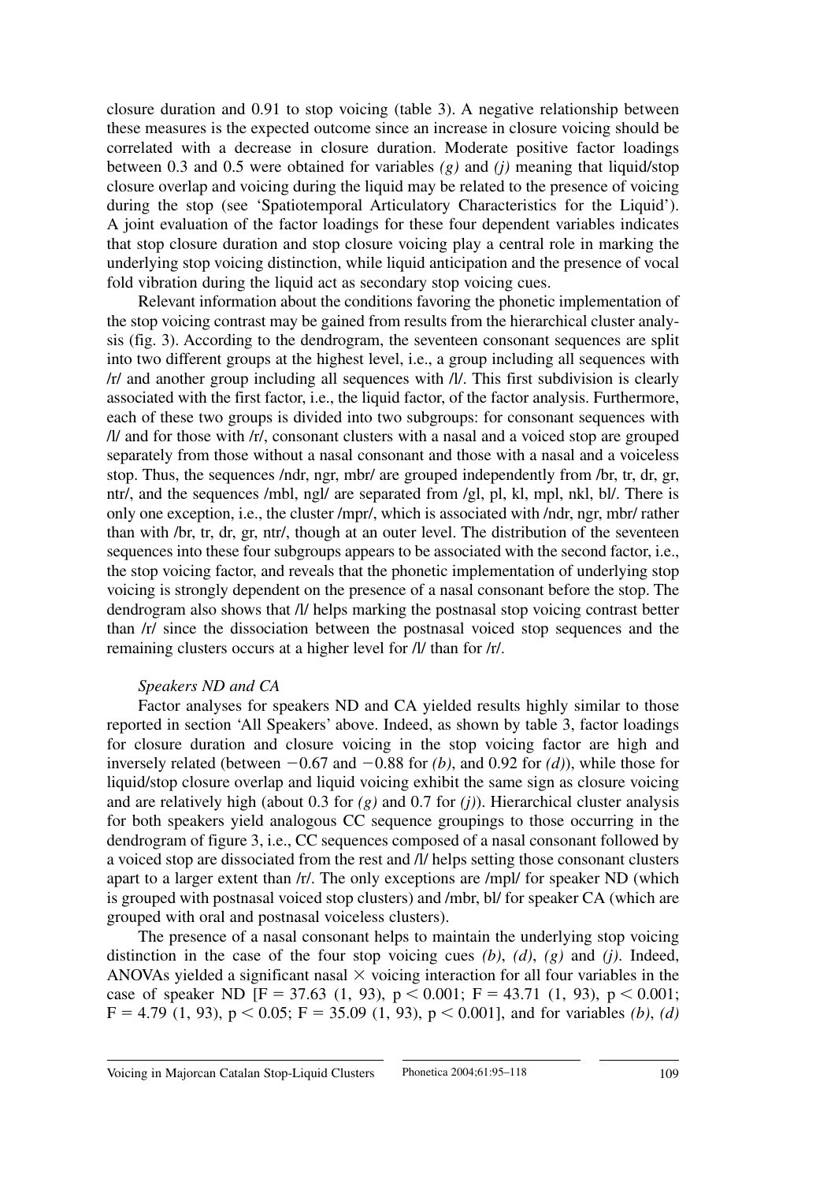closure duration and 0.91 to stop voicing (table 3). A negative relationship between these measures is the expected outcome since an increase in closure voicing should be correlated with a decrease in closure duration. Moderate positive factor loadings between 0.3 and 0.5 were obtained for variables *(g)* and *(j)* meaning that liquid/stop closure overlap and voicing during the liquid may be related to the presence of voicing during the stop (see 'Spatiotemporal Articulatory Characteristics for the Liquid'). A joint evaluation of the factor loadings for these four dependent variables indicates that stop closure duration and stop closure voicing play a central role in marking the underlying stop voicing distinction, while liquid anticipation and the presence of vocal fold vibration during the liquid act as secondary stop voicing cues.

Relevant information about the conditions favoring the phonetic implementation of the stop voicing contrast may be gained from results from the hierarchical cluster analysis (fig. 3). According to the dendrogram, the seventeen consonant sequences are split into two different groups at the highest level, i.e., a group including all sequences with /r/ and another group including all sequences with /l/. This first subdivision is clearly associated with the first factor, i.e., the liquid factor, of the factor analysis. Furthermore, each of these two groups is divided into two subgroups: for consonant sequences with /l/ and for those with /r/, consonant clusters with a nasal and a voiced stop are grouped separately from those without a nasal consonant and those with a nasal and a voiceless stop. Thus, the sequences /ndr, ngr, mbr/ are grouped independently from /br, tr, dr, gr, ntr/, and the sequences /mbl, ngl/ are separated from /gl, pl, kl, mpl, nkl, bl/. There is only one exception, i.e., the cluster /mpr/, which is associated with /ndr, ngr, mbr/ rather than with /br, tr, dr, gr, ntr/, though at an outer level. The distribution of the seventeen sequences into these four subgroups appears to be associated with the second factor, i.e., the stop voicing factor, and reveals that the phonetic implementation of underlying stop voicing is strongly dependent on the presence of a nasal consonant before the stop. The dendrogram also shows that /l/ helps marking the postnasal stop voicing contrast better than /r/ since the dissociation between the postnasal voiced stop sequences and the remaining clusters occurs at a higher level for /l/ than for /r/.

*Speakers ND and CA*

Factor analyses for speakers ND and CA yielded results highly similar to those reported in section 'All Speakers' above. Indeed, as shown by table 3, factor loadings for closure duration and closure voicing in the stop voicing factor are high and inversely related (between $-0.67$ and $-0.88$ for *(b)*, and 0.92 for *(d)*), while those for liquid/stop closure overlap and liquid voicing exhibit the same sign as closure voicing and are relatively high (about 0.3 for *(g)* and 0.7 for *(j)*). Hierarchical cluster analysis for both speakers yield analogous CC sequence groupings to those occurring in the dendrogram of figure 3, i.e., CC sequences composed of a nasal consonant followed by a voiced stop are dissociated from the rest and /l/ helps setting those consonant clusters apart to a larger extent than /r/. The only exceptions are /mpl/ for speaker ND (which is grouped with postnasal voiced stop clusters) and /mbr, bl/ for speaker CA (which are grouped with oral and postnasal voiceless clusters).

The presence of a nasal consonant helps to maintain the underlying stop voicing distinction in the case of the four stop voicing cues *(b)*, *(d)*, *(g)* and *(j)*. Indeed, ANOVAs yielded a significant nasal × voicing interaction for all four variables in the case of speaker ND [$F = 37.63$ (1, 93), $p < 0.001$; $F = 43.71$ (1, 93), $p < 0.001$; $F = 4.79$ (1, 93), $p < 0.05$; $F = 35.09$ (1, 93), $p < 0.001$], and for variables *(b)*, *(d)*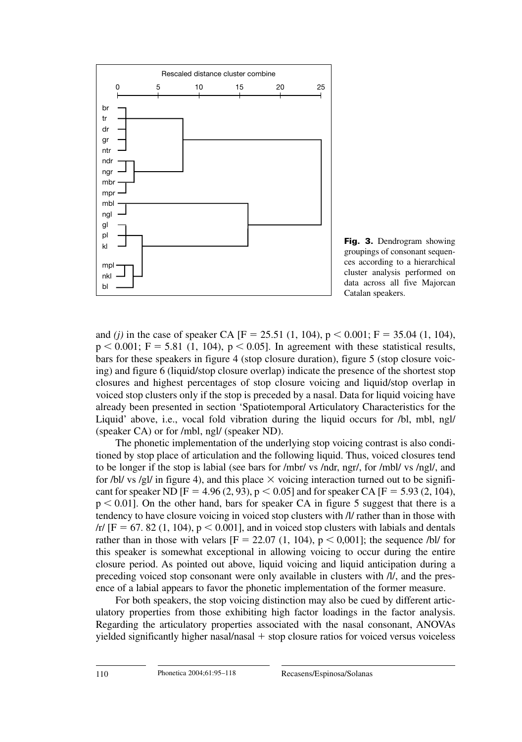**Fig. 3.** Dendrogram showing groupings of consonant sequences according to a hierarchical cluster analysis performed on data across all five Majorcan Catalan speakers.

and *(j)* in the case of speaker CA [$F = 25.51$ (1, 104), $p < 0.001$; $F = 35.04$ (1, 104), $p < 0.001$; $F = 5.81$ (1, 104), $p < 0.05$]. In agreement with these statistical results, bars for these speakers in figure 4 (stop closure duration), figure 5 (stop closure voicing) and figure 6 (liquid/stop closure overlap) indicate the presence of the shortest stop closures and highest percentages of stop closure voicing and liquid/stop overlap in voiced stop clusters only if the stop is preceded by a nasal. Data for liquid voicing have already been presented in section 'Spatiotemporal Articulatory Characteristics for the Liquid' above, i.e., vocal fold vibration during the liquid occurs for /bl, mbl, ngl/ (speaker CA) or for /mbl, ngl/ (speaker ND).

The phonetic implementation of the underlying stop voicing contrast is also conditioned by stop place of articulation and the following liquid. Thus, voiced closures tend to be longer if the stop is labial (see bars for /mbr/ vs /ndr, ngr/, for /mbl/ vs /ngl/, and for /bl/ vs /gl/ in figure 4), and this place × voicing interaction turned out to be significant for speaker ND [$F = 4.96$ (2, 93), $p < 0.05$] and for speaker CA [$F = 5.93$ (2, 104), $p < 0.01$]. On the other hand, bars for speaker CA in figure 5 suggest that there is a tendency to have closure voicing in voiced stop clusters with /l/ rather than in those with /r/ [$F = 67.82$ (1, 104), $p < 0.001$], and in voiced stop clusters with labials and dentals rather than in those with velars [$F = 22.07$ (1, 104), $p < 0{,}001$]; the sequence /bl/ for this speaker is somewhat exceptional in allowing voicing to occur during the entire closure period. As pointed out above, liquid voicing and liquid anticipation during a preceding voiced stop consonant were only available in clusters with /l/, and the presence of a labial appears to favor the phonetic implementation of the former measure.

For both speakers, the stop voicing distinction may also be cued by different articulatory properties from those exhibiting high factor loadings in the factor analysis. Regarding the articulatory properties associated with the nasal consonant, ANOVAs yielded significantly higher nasal/nasal + stop closure ratios for voiced versus voiceless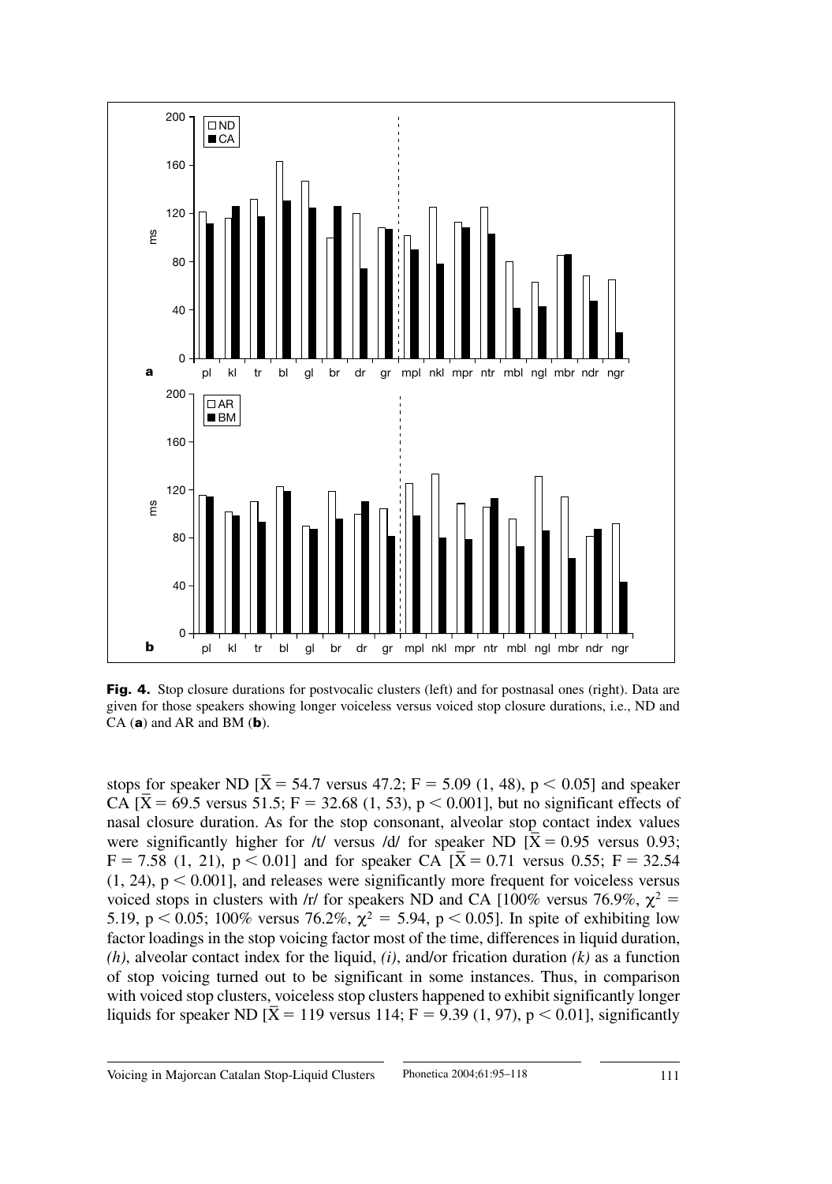**Fig. 4.** Stop closure durations for postvocalic clusters (left) and for postnasal ones (right). Data are given for those speakers showing longer voiceless versus voiced stop closure durations, i.e., ND and CA (**a**) and AR and BM (**b**).

stops for speaker ND [$\bar{X} = 54.7$ versus 47.2; $F = 5.09$ (1, 48), $p < 0.05$] and speaker CA [$\bar{X} = 69.5$ versus 51.5; $F = 32.68$ (1, 53), $p < 0.001$], but no significant effects of nasal closure duration. As for the stop consonant, alveolar stop contact index values were significantly higher for /t/ versus /d/ for speaker ND [$\bar{X} = 0.95$ versus 0.93; $F = 7.58$ (1, 21), $p < 0.01$] and for speaker CA [$\bar{X} = 0.71$ versus 0.55; $F = 32.54$ (1, 24), $p < 0.001$], and releases were significantly more frequent for voiceless versus voiced stops in clusters with /r/ for speakers ND and CA [100% versus 76.9%, $\chi^2 = 5.19$, $p < 0.05$; 100% versus 76.2%, $\chi^2 = 5.94$, $p < 0.05$]. In spite of exhibiting low factor loadings in the stop voicing factor most of the time, differences in liquid duration, *(h)*, alveolar contact index for the liquid, *(i)*, and/or frication duration *(k)* as a function of stop voicing turned out to be significant in some instances. Thus, in comparison with voiced stop clusters, voiceless stop clusters happened to exhibit significantly longer liquids for speaker ND [$\bar{X} = 119$ versus 114; $F = 9.39$ (1, 97), $p < 0.01$], significantly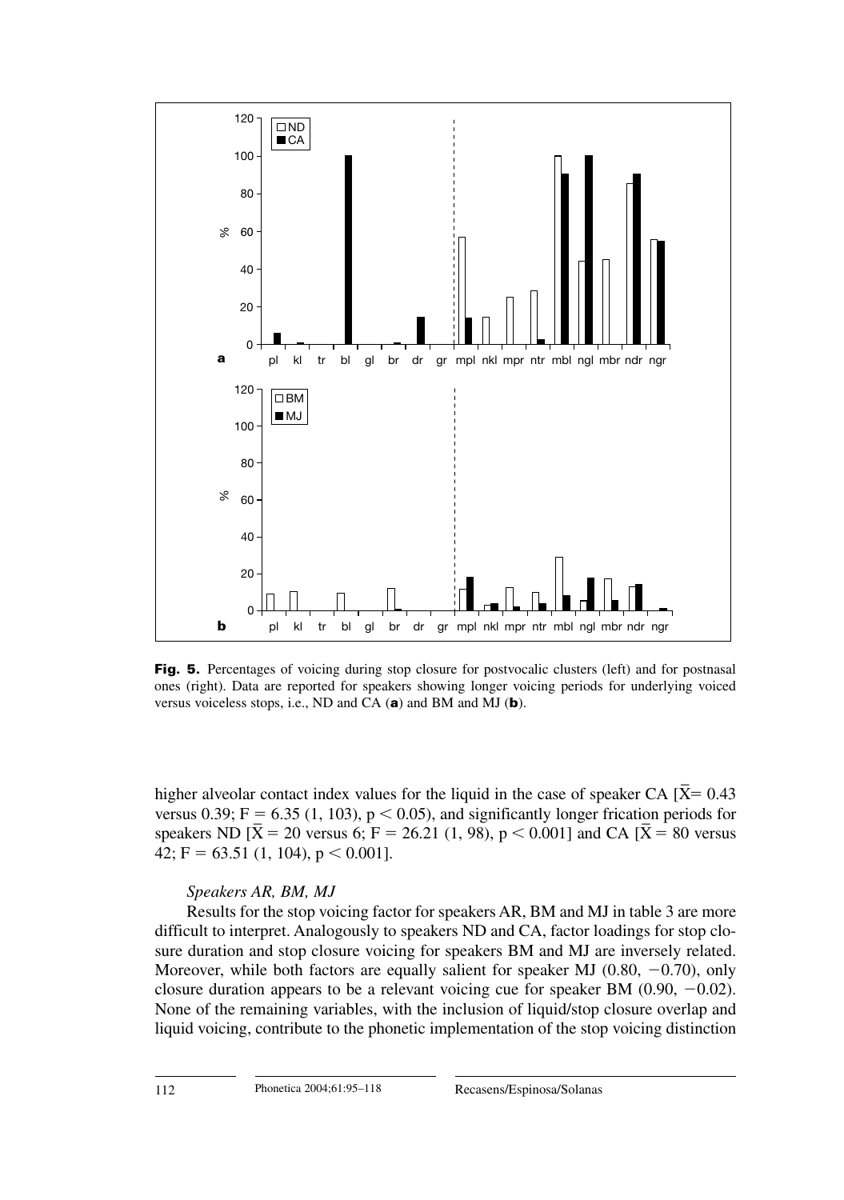**Fig. 5.** Percentages of voicing during stop closure for postvocalic clusters (left) and for postnasal ones (right). Data are reported for speakers showing longer voicing periods for underlying voiced versus voiceless stops, i.e., ND and CA (**a**) and BM and MJ (**b**).

higher alveolar contact index values for the liquid in the case of speaker CA [$\bar{X}$= 0.43 versus 0.39; $F = 6.35$ (1, 103), $p < 0.05$), and significantly longer frication periods for speakers ND [$\bar{X} = 20$ versus 6; $F = 26.21$ (1, 98), $p < 0.001$] and CA [$\bar{X} = 80$ versus 42; $F = 63.51$ (1, 104), $p < 0.001$].

*Speakers AR, BM, MJ*

Results for the stop voicing factor for speakers AR, BM and MJ in table 3 are more difficult to interpret. Analogously to speakers ND and CA, factor loadings for stop closure duration and stop closure voicing for speakers BM and MJ are inversely related. Moreover, while both factors are equally salient for speaker MJ (0.80, −0.70), only closure duration appears to be a relevant voicing cue for speaker BM (0.90, −0.02). None of the remaining variables, with the inclusion of liquid/stop closure overlap and liquid voicing, contribute to the phonetic implementation of the stop voicing distinction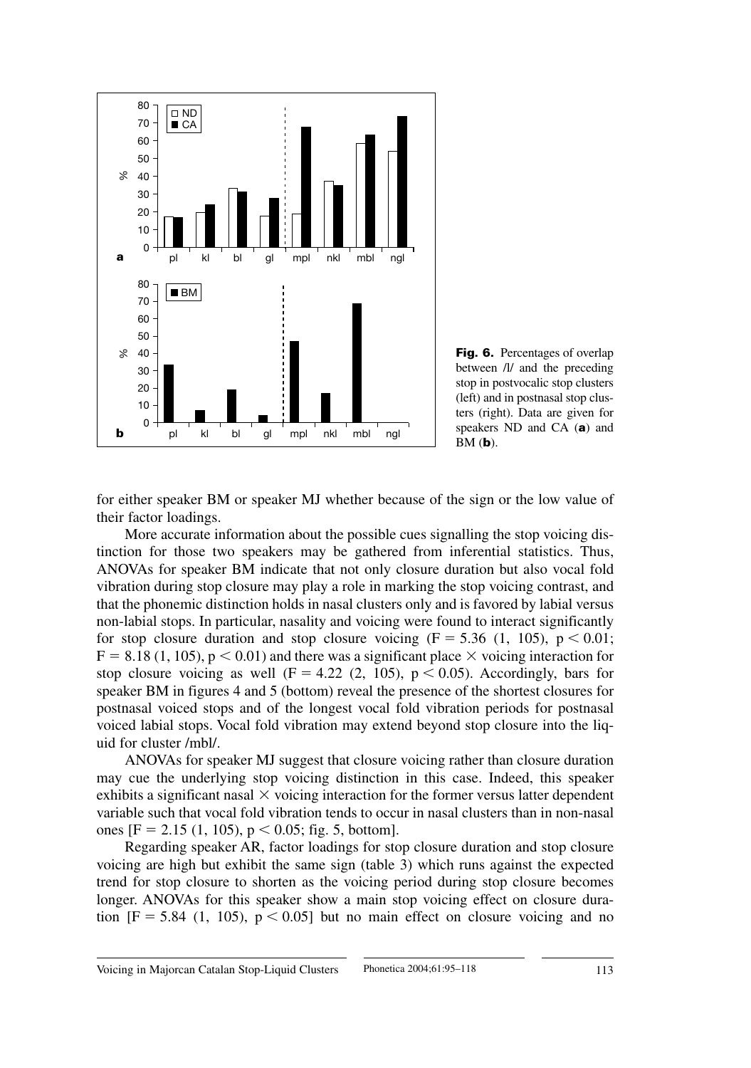**Fig. 6.** Percentages of overlap between /l/ and the preceding stop in postvocalic stop clusters (left) and in postnasal stop clusters (right). Data are given for speakers ND and CA (**a**) and BM (**b**).

for either speaker BM or speaker MJ whether because of the sign or the low value of their factor loadings.

More accurate information about the possible cues signalling the stop voicing distinction for those two speakers may be gathered from inferential statistics. Thus, ANOVAs for speaker BM indicate that not only closure duration but also vocal fold vibration during stop closure may play a role in marking the stop voicing contrast, and that the phonemic distinction holds in nasal clusters only and is favored by labial versus non-labial stops. In particular, nasality and voicing were found to interact significantly for stop closure duration and stop closure voicing ($F = 5.36$ (1, 105), $p < 0.01$; $F = 8.18$ (1, 105), $p < 0.01$) and there was a significant place $\times$ voicing interaction for stop closure voicing as well ($F = 4.22$ (2, 105), $p < 0.05$). Accordingly, bars for speaker BM in figures 4 and 5 (bottom) reveal the presence of the shortest closures for postnasal voiced stops and of the longest vocal fold vibration periods for postnasal voiced labial stops. Vocal fold vibration may extend beyond stop closure into the liquid for cluster /mbl/.

ANOVAs for speaker MJ suggest that closure voicing rather than closure duration may cue the underlying stop voicing distinction in this case. Indeed, this speaker exhibits a significant nasal $\times$ voicing interaction for the former versus latter dependent variable such that vocal fold vibration tends to occur in nasal clusters than in non-nasal ones [$F = 2.15$ (1, 105), $p < 0.05$; fig. 5, bottom].

Regarding speaker AR, factor loadings for stop closure duration and stop closure voicing are high but exhibit the same sign (table 3) which runs against the expected trend for stop closure to shorten as the voicing period during stop closure becomes longer. ANOVAs for this speaker show a main stop voicing effect on closure duration [$F = 5.84$ (1, 105), $p < 0.05$] but no main effect on closure voicing and no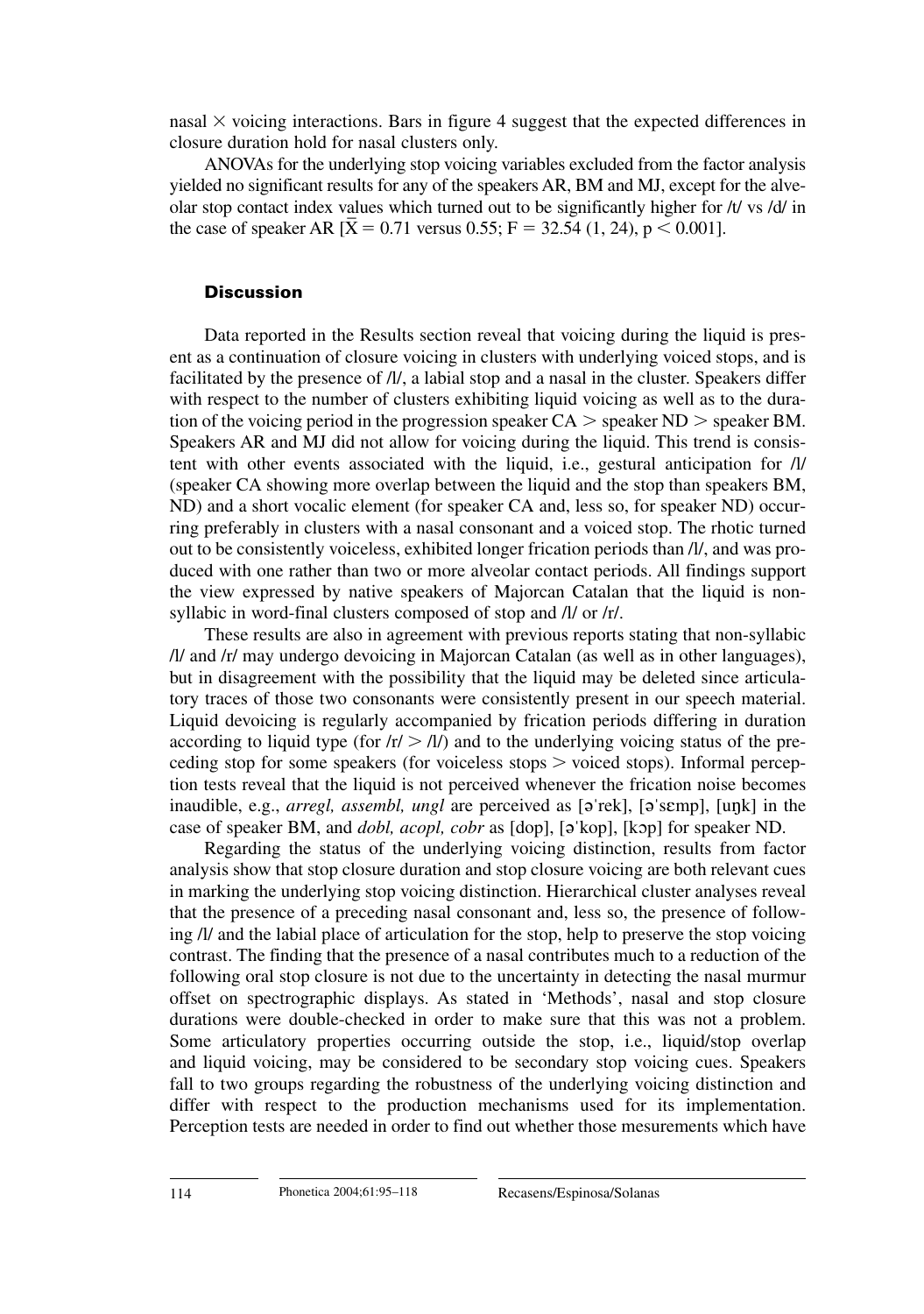nasal × voicing interactions. Bars in figure 4 suggest that the expected differences in closure duration hold for nasal clusters only.

ANOVAs for the underlying stop voicing variables excluded from the factor analysis yielded no significant results for any of the speakers AR, BM and MJ, except for the alveolar stop contact index values which turned out to be significantly higher for /t/ vs /d/ in the case of speaker AR [$\bar{X} = 0.71$ versus 0.55; $F = 32.54$ (1, 24), $p < 0.001$].

## Discussion

Data reported in the Results section reveal that voicing during the liquid is present as a continuation of closure voicing in clusters with underlying voiced stops, and is facilitated by the presence of /l/, a labial stop and a nasal in the cluster. Speakers differ with respect to the number of clusters exhibiting liquid voicing as well as to the duration of the voicing period in the progression speaker CA > speaker ND > speaker BM. Speakers AR and MJ did not allow for voicing during the liquid. This trend is consistent with other events associated with the liquid, i.e., gestural anticipation for /l/ (speaker CA showing more overlap between the liquid and the stop than speakers BM, ND) and a short vocalic element (for speaker CA and, less so, for speaker ND) occurring preferably in clusters with a nasal consonant and a voiced stop. The rhotic turned out to be consistently voiceless, exhibited longer frication periods than /l/, and was produced with one rather than two or more alveolar contact periods. All findings support the view expressed by native speakers of Majorcan Catalan that the liquid is nonsyllabic in word-final clusters composed of stop and /l/ or /r/.

These results are also in agreement with previous reports stating that non-syllabic /l/ and /r/ may undergo devoicing in Majorcan Catalan (as well as in other languages), but in disagreement with the possibility that the liquid may be deleted since articulatory traces of those two consonants were consistently present in our speech material. Liquid devoicing is regularly accompanied by frication periods differing in duration according to liquid type (for /r/ > /l/) and to the underlying voicing status of the preceding stop for some speakers (for voiceless stops > voiced stops). Informal perception tests reveal that the liquid is not perceived whenever the frication noise becomes inaudible, e.g., *arregl, assembl, ungl* are perceived as [əˈrek], [əˈsɛmp], [uŋk] in the case of speaker BM, and *dobl, acopl, cobr* as [dop], [əˈkop], [kɔp] for speaker ND.

Regarding the status of the underlying voicing distinction, results from factor analysis show that stop closure duration and stop closure voicing are both relevant cues in marking the underlying stop voicing distinction. Hierarchical cluster analyses reveal that the presence of a preceding nasal consonant and, less so, the presence of following /l/ and the labial place of articulation for the stop, help to preserve the stop voicing contrast. The finding that the presence of a nasal contributes much to a reduction of the following oral stop closure is not due to the uncertainty in detecting the nasal murmur offset on spectrographic displays. As stated in 'Methods', nasal and stop closure durations were double-checked in order to make sure that this was not a problem. Some articulatory properties occurring outside the stop, i.e., liquid/stop overlap and liquid voicing, may be considered to be secondary stop voicing cues. Speakers fall to two groups regarding the robustness of the underlying voicing distinction and differ with respect to the production mechanisms used for its implementation. Perception tests are needed in order to find out whether those mesurements which have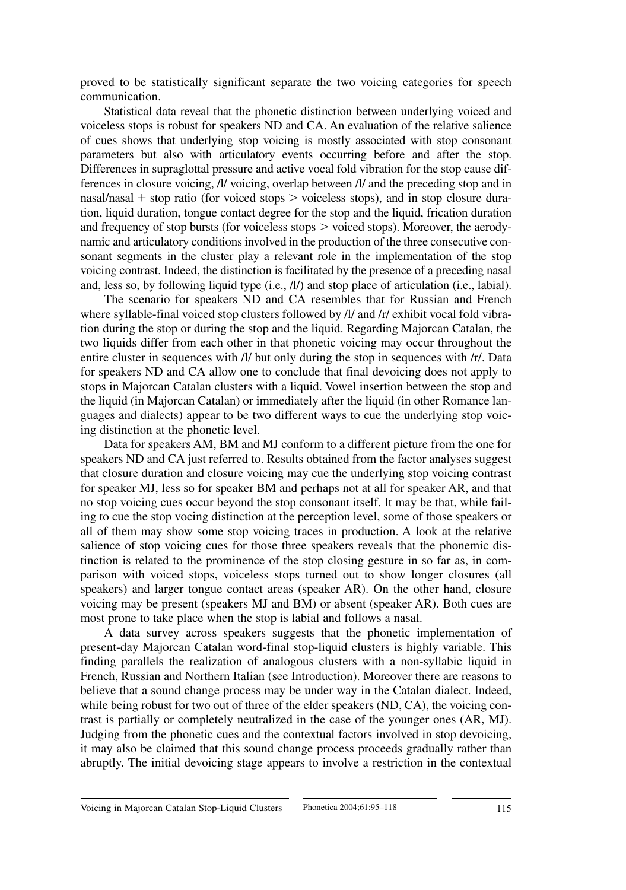proved to be statistically significant separate the two voicing categories for speech communication.

Statistical data reveal that the phonetic distinction between underlying voiced and voiceless stops is robust for speakers ND and CA. An evaluation of the relative salience of cues shows that underlying stop voicing is mostly associated with stop consonant parameters but also with articulatory events occurring before and after the stop. Differences in supraglottal pressure and active vocal fold vibration for the stop cause differences in closure voicing, /l/ voicing, overlap between /l/ and the preceding stop and in nasal/nasal + stop ratio (for voiced stops > voiceless stops), and in stop closure duration, liquid duration, tongue contact degree for the stop and the liquid, frication duration and frequency of stop bursts (for voiceless stops > voiced stops). Moreover, the aerodynamic and articulatory conditions involved in the production of the three consecutive consonant segments in the cluster play a relevant role in the implementation of the stop voicing contrast. Indeed, the distinction is facilitated by the presence of a preceding nasal and, less so, by following liquid type (i.e., /l/) and stop place of articulation (i.e., labial).

The scenario for speakers ND and CA resembles that for Russian and French where syllable-final voiced stop clusters followed by /l/ and /r/ exhibit vocal fold vibration during the stop or during the stop and the liquid. Regarding Majorcan Catalan, the two liquids differ from each other in that phonetic voicing may occur throughout the entire cluster in sequences with /l/ but only during the stop in sequences with /r/. Data for speakers ND and CA allow one to conclude that final devoicing does not apply to stops in Majorcan Catalan clusters with a liquid. Vowel insertion between the stop and the liquid (in Majorcan Catalan) or immediately after the liquid (in other Romance languages and dialects) appear to be two different ways to cue the underlying stop voicing distinction at the phonetic level.

Data for speakers AM, BM and MJ conform to a different picture from the one for speakers ND and CA just referred to. Results obtained from the factor analyses suggest that closure duration and closure voicing may cue the underlying stop voicing contrast for speaker MJ, less so for speaker BM and perhaps not at all for speaker AR, and that no stop voicing cues occur beyond the stop consonant itself. It may be that, while failing to cue the stop vocing distinction at the perception level, some of those speakers or all of them may show some stop voicing traces in production. A look at the relative salience of stop voicing cues for those three speakers reveals that the phonemic distinction is related to the prominence of the stop closing gesture in so far as, in comparison with voiced stops, voiceless stops turned out to show longer closures (all speakers) and larger tongue contact areas (speaker AR). On the other hand, closure voicing may be present (speakers MJ and BM) or absent (speaker AR). Both cues are most prone to take place when the stop is labial and follows a nasal.

A data survey across speakers suggests that the phonetic implementation of present-day Majorcan Catalan word-final stop-liquid clusters is highly variable. This finding parallels the realization of analogous clusters with a non-syllabic liquid in French, Russian and Northern Italian (see Introduction). Moreover there are reasons to believe that a sound change process may be under way in the Catalan dialect. Indeed, while being robust for two out of three of the elder speakers (ND, CA), the voicing contrast is partially or completely neutralized in the case of the younger ones (AR, MJ). Judging from the phonetic cues and the contextual factors involved in stop devoicing, it may also be claimed that this sound change process proceeds gradually rather than abruptly. The initial devoicing stage appears to involve a restriction in the contextual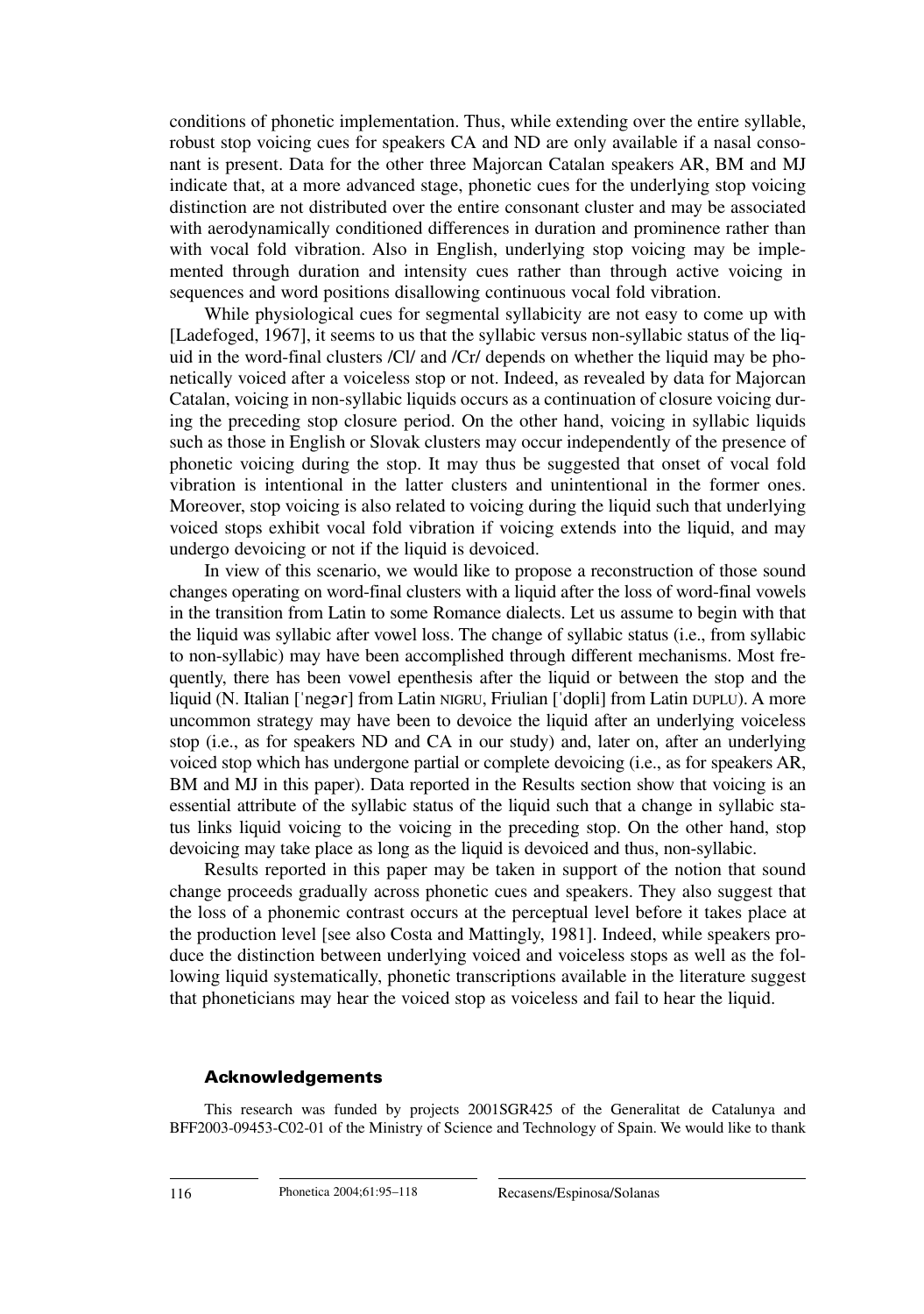conditions of phonetic implementation. Thus, while extending over the entire syllable, robust stop voicing cues for speakers CA and ND are only available if a nasal consonant is present. Data for the other three Majorcan Catalan speakers AR, BM and MJ indicate that, at a more advanced stage, phonetic cues for the underlying stop voicing distinction are not distributed over the entire consonant cluster and may be associated with aerodynamically conditioned differences in duration and prominence rather than with vocal fold vibration. Also in English, underlying stop voicing may be implemented through duration and intensity cues rather than through active voicing in sequences and word positions disallowing continuous vocal fold vibration.

While physiological cues for segmental syllabicity are not easy to come up with [Ladefoged, 1967], it seems to us that the syllabic versus non-syllabic status of the liquid in the word-final clusters /Cl/ and /Cr/ depends on whether the liquid may be phonetically voiced after a voiceless stop or not. Indeed, as revealed by data for Majorcan Catalan, voicing in non-syllabic liquids occurs as a continuation of closure voicing during the preceding stop closure period. On the other hand, voicing in syllabic liquids such as those in English or Slovak clusters may occur independently of the presence of phonetic voicing during the stop. It may thus be suggested that onset of vocal fold vibration is intentional in the latter clusters and unintentional in the former ones. Moreover, stop voicing is also related to voicing during the liquid such that underlying voiced stops exhibit vocal fold vibration if voicing extends into the liquid, and may undergo devoicing or not if the liquid is devoiced.

In view of this scenario, we would like to propose a reconstruction of those sound changes operating on word-final clusters with a liquid after the loss of word-final vowels in the transition from Latin to some Romance dialects. Let us assume to begin with that the liquid was syllabic after vowel loss. The change of syllabic status (i.e., from syllabic to non-syllabic) may have been accomplished through different mechanisms. Most frequently, there has been vowel epenthesis after the liquid or between the stop and the liquid (N. Italian [ˈnegər] from Latin NIGRU, Friulian [ˈdopli] from Latin DUPLU). A more uncommon strategy may have been to devoice the liquid after an underlying voiceless stop (i.e., as for speakers ND and CA in our study) and, later on, after an underlying voiced stop which has undergone partial or complete devoicing (i.e., as for speakers AR, BM and MJ in this paper). Data reported in the Results section show that voicing is an essential attribute of the syllabic status of the liquid such that a change in syllabic status links liquid voicing to the voicing in the preceding stop. On the other hand, stop devoicing may take place as long as the liquid is devoiced and thus, non-syllabic.

Results reported in this paper may be taken in support of the notion that sound change proceeds gradually across phonetic cues and speakers. They also suggest that the loss of a phonemic contrast occurs at the perceptual level before it takes place at the production level [see also Costa and Mattingly, 1981]. Indeed, while speakers produce the distinction between underlying voiced and voiceless stops as well as the following liquid systematically, phonetic transcriptions available in the literature suggest that phoneticians may hear the voiced stop as voiceless and fail to hear the liquid.

## Acknowledgements

This research was funded by projects 2001SGR425 of the Generalitat de Catalunya and BFF2003-09453-C02-01 of the Ministry of Science and Technology of Spain. We would like to thank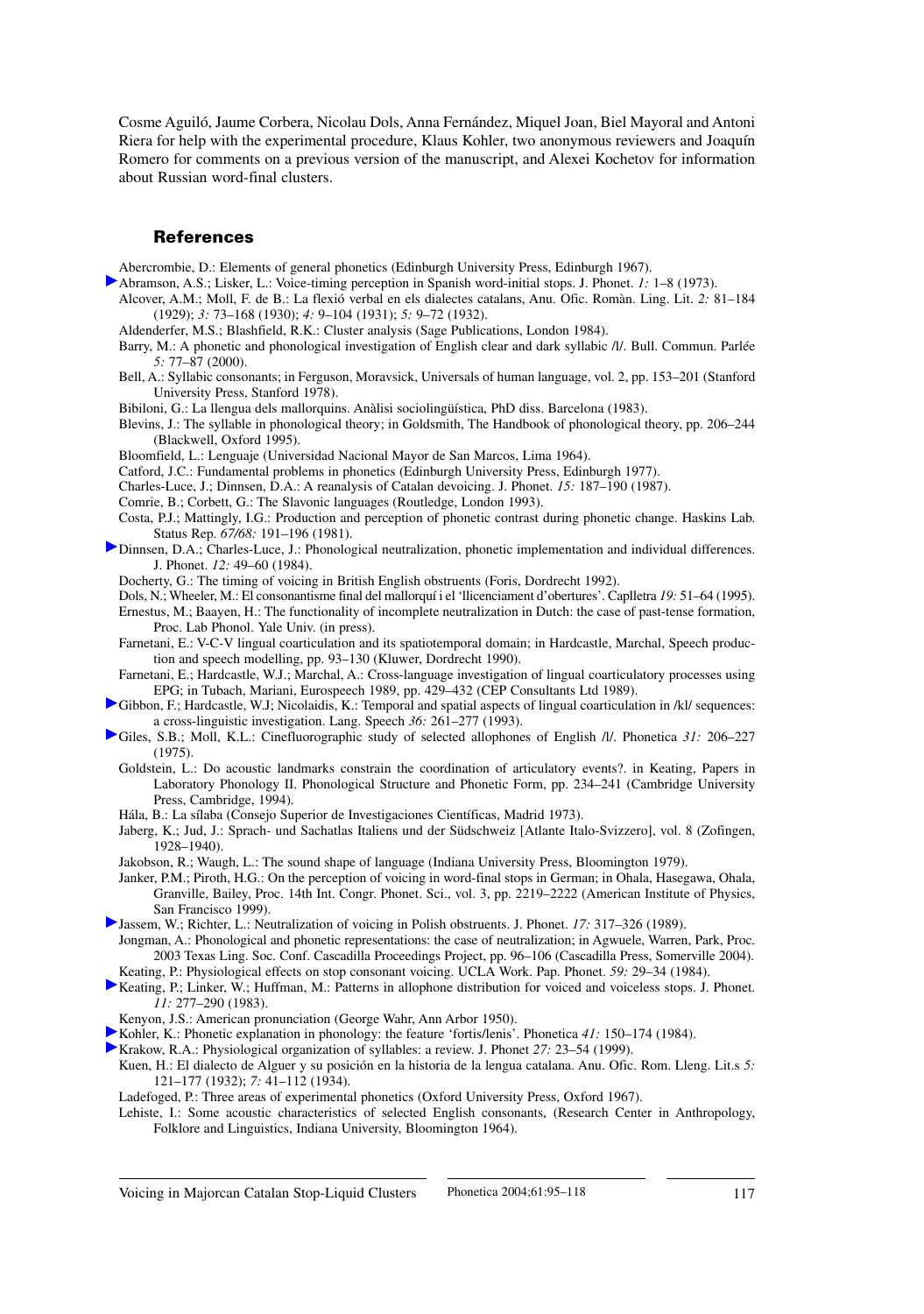Cosme Aguiló, Jaume Corbera, Nicolau Dols, Anna Fernández, Miquel Joan, Biel Mayoral and Antoni Riera for help with the experimental procedure, Klaus Kohler, two anonymous reviewers and Joaquín Romero for comments on a previous version of the manuscript, and Alexei Kochetov for information about Russian word-final clusters.

## References

Abercrombie, D.: Elements of general phonetics (Edinburgh University Press, Edinburgh 1967).

Abramson, A.S.; Lisker, L.: Voice-timing perception in Spanish word-initial stops. J. Phonet. *1:* 1–8 (1973).

Alcover, A.M.; Moll, F. de B.: La flexió verbal en els dialectes catalans, Anu. Ofic. Romàn. Ling. Lit. *2:* 81–184 (1929); *3:* 73–168 (1930); *4:* 9–104 (1931); *5:* 9–72 (1932).

Aldenderfer, M.S.; Blashfield, R.K.: Cluster analysis (Sage Publications, London 1984).

Barry, M.: A phonetic and phonological investigation of English clear and dark syllabic /l/. Bull. Commun. Parlée *5:* 77–87 (2000).

Bell, A.: Syllabic consonants; in Ferguson, Moravsick, Universals of human language, vol. 2, pp. 153–201 (Stanford University Press, Stanford 1978).

Bibiloni, G.: La llengua dels mallorquins. Anàlisi sociolingüística, PhD diss. Barcelona (1983).

Blevins, J.: The syllable in phonological theory; in Goldsmith, The Handbook of phonological theory, pp. 206–244 (Blackwell, Oxford 1995).

Bloomfield, L.: Lenguaje (Universidad Nacional Mayor de San Marcos, Lima 1964).

Catford, J.C.: Fundamental problems in phonetics (Edinburgh University Press, Edinburgh 1977).

Charles-Luce, J.; Dinnsen, D.A.: A reanalysis of Catalan devoicing. J. Phonet. *15:* 187–190 (1987).

Comrie, B.; Corbett, G.: The Slavonic languages (Routledge, London 1993).

Costa, P.J.; Mattingly, I.G.: Production and perception of phonetic contrast during phonetic change. Haskins Lab. Status Rep. *67/68:* 191–196 (1981).

Dinnsen, D.A.; Charles-Luce, J.: Phonological neutralization, phonetic implementation and individual differences. J. Phonet. *12:* 49–60 (1984).

Docherty, G.: The timing of voicing in British English obstruents (Foris, Dordrecht 1992).

Dols, N.; Wheeler, M.: El consonantisme final del mallorquí i el 'llicenciament d'obertures'. Caplletra *19:* 51–64 (1995).

Ernestus, M.; Baayen, H.: The functionality of incomplete neutralization in Dutch: the case of past-tense formation, Proc. Lab Phonol. Yale Univ. (in press).

Farnetani, E.: V-C-V lingual coarticulation and its spatiotemporal domain; in Hardcastle, Marchal, Speech production and speech modelling, pp. 93–130 (Kluwer, Dordrecht 1990).

Farnetani, E.; Hardcastle, W.J.; Marchal, A.: Cross-language investigation of lingual coarticulatory processes using EPG; in Tubach, Mariani, Eurospeech 1989, pp. 429–432 (CEP Consultants Ltd 1989).

Gibbon, F.; Hardcastle, W.J; Nicolaidis, K.: Temporal and spatial aspects of lingual coarticulation in /kl/ sequences: a cross-linguistic investigation. Lang. Speech *36:* 261–277 (1993).

Giles, S.B.; Moll, K.L.: Cinefluorographic study of selected allophones of English /l/. Phonetica *31:* 206–227 (1975).

Goldstein, L.: Do acoustic landmarks constrain the coordination of articulatory events?. in Keating, Papers in Laboratory Phonology II. Phonological Structure and Phonetic Form, pp. 234–241 (Cambridge University Press, Cambridge, 1994).

Hála, B.: La sílaba (Consejo Superior de Investigaciones Científicas, Madrid 1973).

Jaberg, K.; Jud, J.: Sprach- und Sachatlas Italiens und der Südschweiz [Atlante Italo-Svizzero], vol. 8 (Zofingen, 1928–1940).

Jakobson, R.; Waugh, L.: The sound shape of language (Indiana University Press, Bloomington 1979).

Janker, P.M.; Piroth, H.G.: On the perception of voicing in word-final stops in German; in Ohala, Hasegawa, Ohala, Granville, Bailey, Proc. 14th Int. Congr. Phonet. Sci., vol. 3, pp. 2219–2222 (American Institute of Physics, San Francisco 1999).

Jassem, W.; Richter, L.: Neutralization of voicing in Polish obstruents. J. Phonet. *17:* 317–326 (1989).

Jongman, A.: Phonological and phonetic representations: the case of neutralization; in Agwuele, Warren, Park, Proc. 2003 Texas Ling. Soc. Conf. Cascadilla Proceedings Project, pp. 96–106 (Cascadilla Press, Somerville 2004).

Keating, P.: Physiological effects on stop consonant voicing. UCLA Work. Pap. Phonet. *59:* 29–34 (1984).

Keating, P.; Linker, W.; Huffman, M.: Patterns in allophone distribution for voiced and voiceless stops. J. Phonet. *11:* 277–290 (1983).

Kenyon, J.S.: American pronunciation (George Wahr, Ann Arbor 1950).

Kohler, K.: Phonetic explanation in phonology: the feature 'fortis/lenis'. Phonetica *41:* 150–174 (1984).

Krakow, R.A.: Physiological organization of syllables: a review. J. Phonet *27:* 23–54 (1999).

Kuen, H.: El dialecto de Alguer y su posición en la historia de la lengua catalana. Anu. Ofic. Rom. Lleng. Lit.s *5:* 121–177 (1932); *7:* 41–112 (1934).

Ladefoged, P.: Three areas of experimental phonetics (Oxford University Press, Oxford 1967).

Lehiste, I.: Some acoustic characteristics of selected English consonants, (Research Center in Anthropology, Folklore and Linguistics, Indiana University, Bloomington 1964).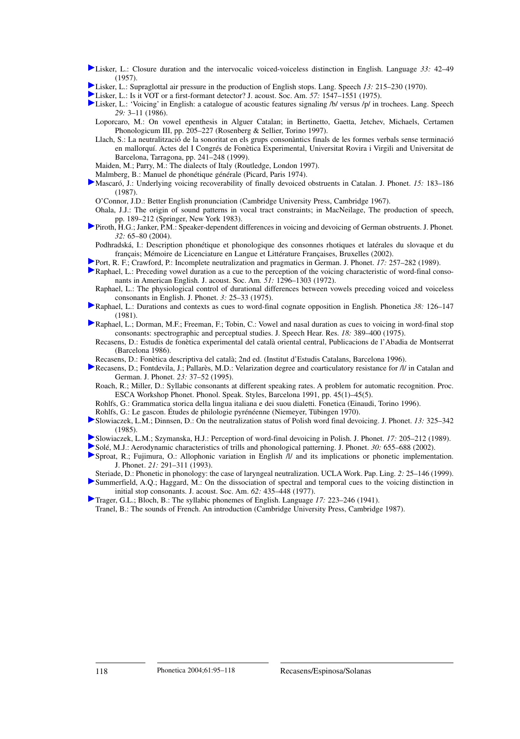Lisker, L.: Closure duration and the intervocalic voiced-voiceless distinction in English. Language *33:* 42–49 (1957).

Lisker, L.: Supraglottal air pressure in the production of English stops. Lang. Speech *13:* 215–230 (1970).

Lisker, L.: Is it VOT or a first-formant detector? J. acoust. Soc. Am. *57:* 1547–1551 (1975).

Lisker, L.: 'Voicing' in English: a catalogue of acoustic features signaling /b/ versus /p/ in trochees. Lang. Speech *29:* 3–11 (1986).

Loporcaro, M.: On vowel epenthesis in Alguer Catalan; in Bertinetto, Gaetta, Jetchev, Michaels, Certamen Phonologicum III, pp. 205–227 (Rosenberg & Sellier, Torino 1997).

Llach, S.: La neutralització de la sonoritat en els grups consonàntics finals de les formes verbals sense terminació en mallorquí. Actes del I Congrés de Fonètica Experimental, Universitat Rovira i Virgili and Universitat de Barcelona, Tarragona, pp. 241–248 (1999).

Maiden, M.; Parry, M.: The dialects of Italy (Routledge, London 1997).

Malmberg, B.: Manuel de phonétique générale (Picard, Paris 1974).

Mascaró, J.: Underlying voicing recoverability of finally devoiced obstruents in Catalan. J. Phonet. *15:* 183–186 (1987).

O'Connor, J.D.: Better English pronunciation (Cambridge University Press, Cambridge 1967).

Ohala, J.J.: The origin of sound patterns in vocal tract constraints; in MacNeilage, The production of speech, pp. 189–212 (Springer, New York 1983).

Piroth, H.G.; Janker, P.M.: Speaker-dependent differences in voicing and devoicing of German obstruents. J. Phonet. *32:* 65–80 (2004).

Podhradská, I.: Description phonétique et phonologique des consonnes rhotiques et latérales du slovaque et du français; Mémoire de Licenciature en Langue et Littérature Françaises, Bruxelles (2002).

Port, R. F.; Crawford, P.: Incomplete neutralization and pragmatics in German. J. Phonet. *17:* 257–282 (1989).

Raphael, L.: Preceding vowel duration as a cue to the perception of the voicing characteristic of word-final consonants in American English. J. acoust. Soc. Am. *51:* 1296–1303 (1972).

Raphael, L.: The physiological control of durational differences between vowels preceding voiced and voiceless consonants in English. J. Phonet. *3:* 25–33 (1975).

Raphael, L.: Durations and contexts as cues to word-final cognate opposition in English. Phonetica *38:* 126–147 (1981).

Raphael, L.; Dorman, M.F.; Freeman, F.; Tobin, C.: Vowel and nasal duration as cues to voicing in word-final stop consonants: spectrographic and perceptual studies. J. Speech Hear. Res. *18:* 389–400 (1975).

Recasens, D.: Estudis de fonètica experimental del català oriental central, Publicacions de l'Abadia de Montserrat (Barcelona 1986).

Recasens, D.: Fonètica descriptiva del català; 2nd ed. (Institut d'Estudis Catalans, Barcelona 1996).

Recasens, D.; Fontdevila, J.; Pallarès, M.D.: Velarization degree and coarticulatory resistance for /l/ in Catalan and German. J. Phonet. *23:* 37–52 (1995).

Roach, R.; Miller, D.: Syllabic consonants at different speaking rates. A problem for automatic recognition. Proc. ESCA Workshop Phonet. Phonol. Speak. Styles, Barcelona 1991, pp. 45(1)–45(5).

Rohlfs, G.: Grammatica storica della lingua italiana e dei suou dialetti. Fonetica (Einaudi, Torino 1996).

Rohlfs, G.: Le gascon. Études de philologie pyrénéenne (Niemeyer, Tübingen 1970).

Slowiaczek, L.M.; Dinnsen, D.: On the neutralization status of Polish word final devoicing. J. Phonet. *13:* 325–342 (1985).

Slowiaczek, L.M.; Szymanska, H.J.: Perception of word-final devoicing in Polish. J. Phonet. *17:* 205–212 (1989).

Solé, M.J.: Aerodynamic characteristics of trills and phonological patterning. J. Phonet. *30:* 655–688 (2002).

Sproat, R.; Fujimura, O.: Allophonic variation in English /l/ and its implications or phonetic implementation. J. Phonet. *21:* 291–311 (1993).

Steriade, D.: Phonetic in phonology: the case of laryngeal neutralization. UCLA Work. Pap. Ling. *2:* 25–146 (1999).

Summerfield, A.Q.; Haggard, M.: On the dissociation of spectral and temporal cues to the voicing distinction in initial stop consonants. J. acoust. Soc. Am. *62:* 435–448 (1977).

Trager, G.L.; Bloch, B.: The syllabic phonemes of English. Language *17:* 223–246 (1941).

Tranel, B.: The sounds of French. An introduction (Cambridge University Press, Cambridge 1987).